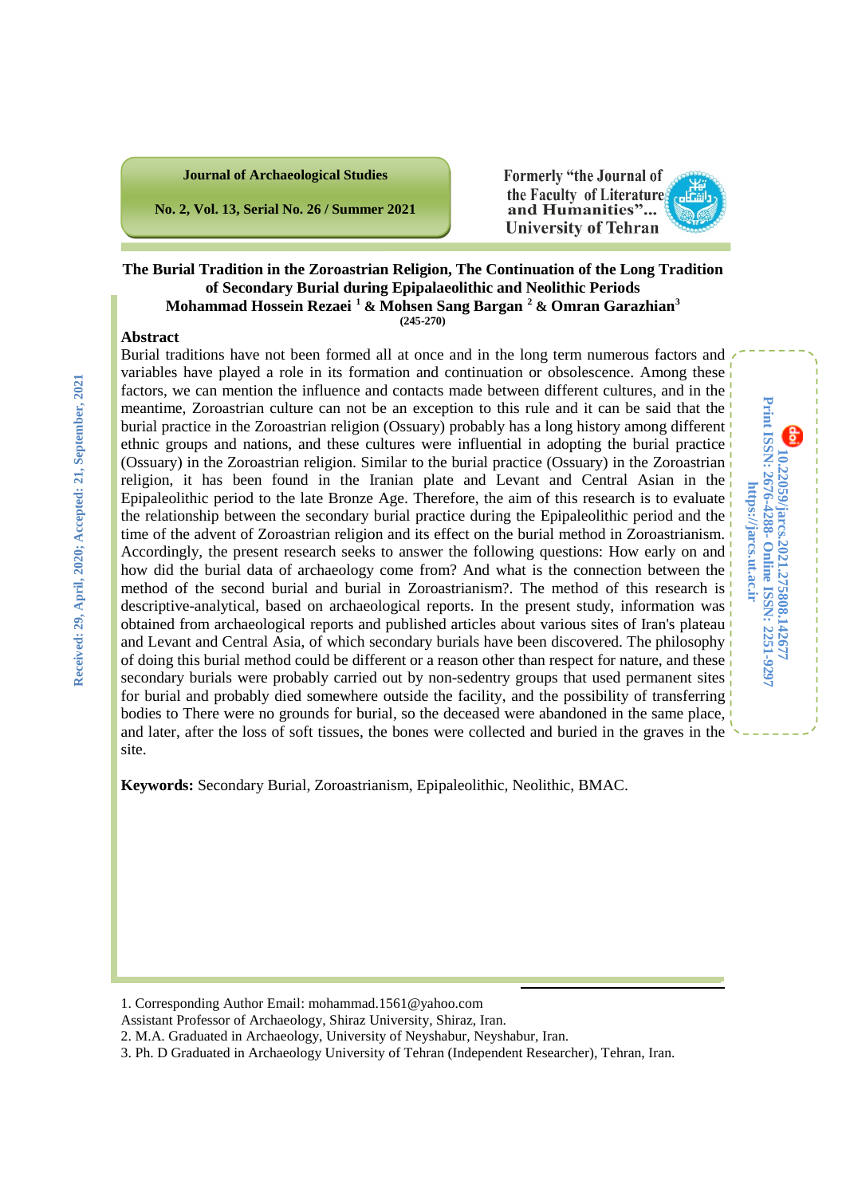# The Burial Tradition in the Zoroastrian Religion, The Continuation of the Long Tradition of Secondary Burial during Epipalaeolithic and Neolithic Periods

**Mohammad Hossein Rezaei [1] & Mohsen Sang Bargan [2] & Omran Garazhian[3]**

## Abstract

Burial traditions have not been formed all at once and in the long term numerous factors and variables have played a role in its formation and continuation or obsolescence. Among these factors, we can mention the influence and contacts made between different cultures, and in the meantime, Zoroastrian culture can not be an exception to this rule and it can be said that the burial practice in the Zoroastrian religion (Ossuary) probably has a long history among different ethnic groups and nations, and these cultures were influential in adopting the burial practice (Ossuary) in the Zoroastrian religion. Similar to the burial practice (Ossuary) in the Zoroastrian religion, it has been found in the Iranian plate and Levant and Central Asian in the Epipaleolithic period to the late Bronze Age. Therefore, the aim of this research is to evaluate the relationship between the secondary burial practice during the Epipaleolithic period and the time of the advent of Zoroastrian religion and its effect on the burial method in Zoroastrianism. Accordingly, the present research seeks to answer the following questions: How early on and how did the burial data of archaeology come from? And what is the connection between the method of the second burial and burial in Zoroastrianism?. The method of this research is descriptive-analytical, based on archaeological reports. In the present study, information was obtained from archaeological reports and published articles about various sites of Iran's plateau and Levant and Central Asia, of which secondary burials have been discovered. The philosophy of doing this burial method could be different or a reason other than respect for nature, and these secondary burials were probably carried out by non-sedentry groups that used permanent sites for burial and probably died somewhere outside the facility, and the possibility of transferring bodies to There were no grounds for burial, so the deceased were abandoned in the same place, and later, after the loss of soft tissues, the bones were collected and buried in the graves in the site.

**Keywords:** Secondary Burial, Zoroastrianism, Epipaleolithic, Neolithic, BMAC.

Received: 29, April, 2020; Accepted: 21, September, 2021

10.22059/jarcs.2021.275808.142677
Print ISSN: 2676-4288- Online ISSN: 2251-9297
https://jarcs.ut.ac.ir

---

1. Corresponding Author Email: mohammad.1561@yahoo.com
Assistant Professor of Archaeology, Shiraz University, Shiraz, Iran.
2. M.A. Graduated in Archaeology, University of Neyshabur, Neyshabur, Iran.
3. Ph. D Graduated in Archaeology University of Tehran (Independent Researcher), Tehran, Iran.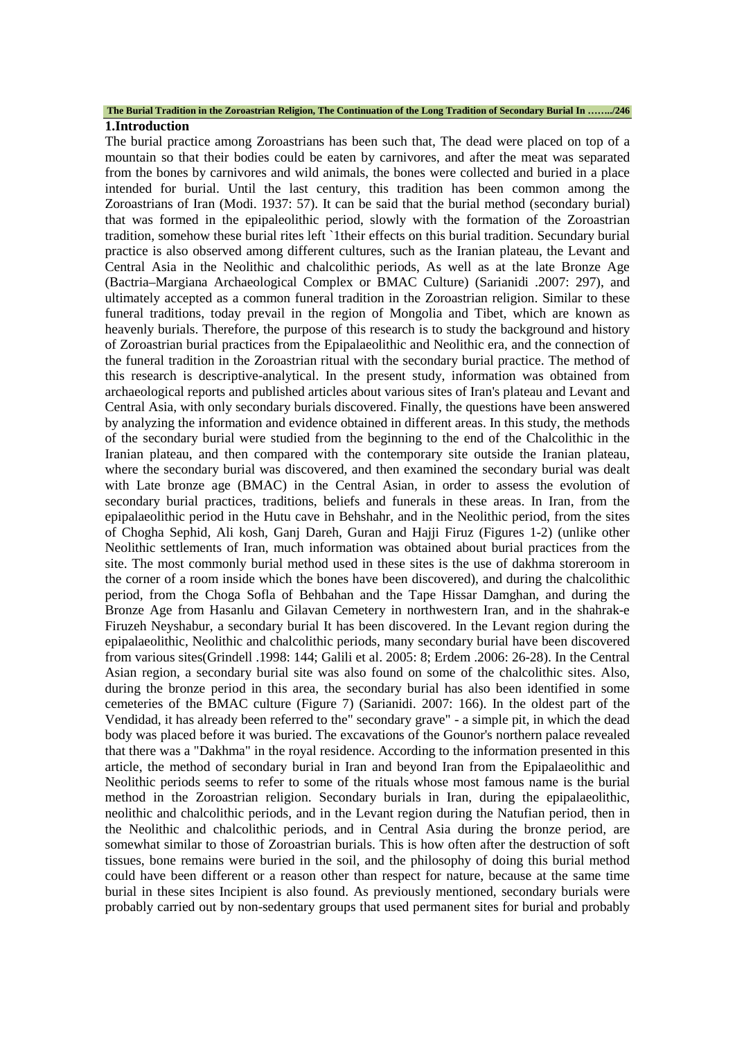## 1.Introduction

The burial practice among Zoroastrians has been such that, The dead were placed on top of a mountain so that their bodies could be eaten by carnivores, and after the meat was separated from the bones by carnivores and wild animals, the bones were collected and buried in a place intended for burial. Until the last century, this tradition has been common among the Zoroastrians of Iran (Modi. 1937: 57). It can be said that the burial method (secondary burial) that was formed in the epipaleolithic period, slowly with the formation of the Zoroastrian tradition, somehow these burial rites left `1their effects on this burial tradition. Secundary burial practice is also observed among different cultures, such as the Iranian plateau, the Levant and Central Asia in the Neolithic and chalcolithic periods, As well as at the late Bronze Age (Bactria–Margiana Archaeological Complex or BMAC Culture) (Sarianidi .2007: 297), and ultimately accepted as a common funeral tradition in the Zoroastrian religion. Similar to these funeral traditions, today prevail in the region of Mongolia and Tibet, which are known as heavenly burials. Therefore, the purpose of this research is to study the background and history of Zoroastrian burial practices from the Epipalaeolithic and Neolithic era, and the connection of the funeral tradition in the Zoroastrian ritual with the secondary burial practice. The method of this research is descriptive-analytical. In the present study, information was obtained from archaeological reports and published articles about various sites of Iran's plateau and Levant and Central Asia, with only secondary burials discovered. Finally, the questions have been answered by analyzing the information and evidence obtained in different areas. In this study, the methods of the secondary burial were studied from the beginning to the end of the Chalcolithic in the Iranian plateau, and then compared with the contemporary site outside the Iranian plateau, where the secondary burial was discovered, and then examined the secondary burial was dealt with Late bronze age (BMAC) in the Central Asian, in order to assess the evolution of secondary burial practices, traditions, beliefs and funerals in these areas. In Iran, from the epipalaeolithic period in the Hutu cave in Behshahr, and in the Neolithic period, from the sites of Chogha Sephid, Ali kosh, Ganj Dareh, Guran and Hajji Firuz (Figures 1-2) (unlike other Neolithic settlements of Iran, much information was obtained about burial practices from the site. The most commonly burial method used in these sites is the use of dakhma storeroom in the corner of a room inside which the bones have been discovered), and during the chalcolithic period, from the Choga Sofla of Behbahan and the Tape Hissar Damghan, and during the Bronze Age from Hasanlu and Gilavan Cemetery in northwestern Iran, and in the shahrak-e Firuzeh Neyshabur, a secondary burial It has been discovered. In the Levant region during the epipalaeolithic, Neolithic and chalcolithic periods, many secondary burial have been discovered from various sites(Grindell .1998: 144; Galili et al. 2005: 8; Erdem .2006: 26-28). In the Central Asian region, a secondary burial site was also found on some of the chalcolithic sites. Also, during the bronze period in this area, the secondary burial has also been identified in some cemeteries of the BMAC culture (Figure 7) (Sarianidi. 2007: 166). In the oldest part of the Vendidad, it has already been referred to the" secondary grave" - a simple pit, in which the dead body was placed before it was buried. The excavations of the Gounor's northern palace revealed that there was a "Dakhma" in the royal residence. According to the information presented in this article, the method of secondary burial in Iran and beyond Iran from the Epipalaeolithic and Neolithic periods seems to refer to some of the rituals whose most famous name is the burial method in the Zoroastrian religion. Secondary burials in Iran, during the epipalaeolithic, neolithic and chalcolithic periods, and in the Levant region during the Natufian period, then in the Neolithic and chalcolithic periods, and in Central Asia during the bronze period, are somewhat similar to those of Zoroastrian burials. This is how often after the destruction of soft tissues, bone remains were buried in the soil, and the philosophy of doing this burial method could have been different or a reason other than respect for nature, because at the same time burial in these sites Incipient is also found. As previously mentioned, secondary burials were probably carried out by non-sedentary groups that used permanent sites for burial and probably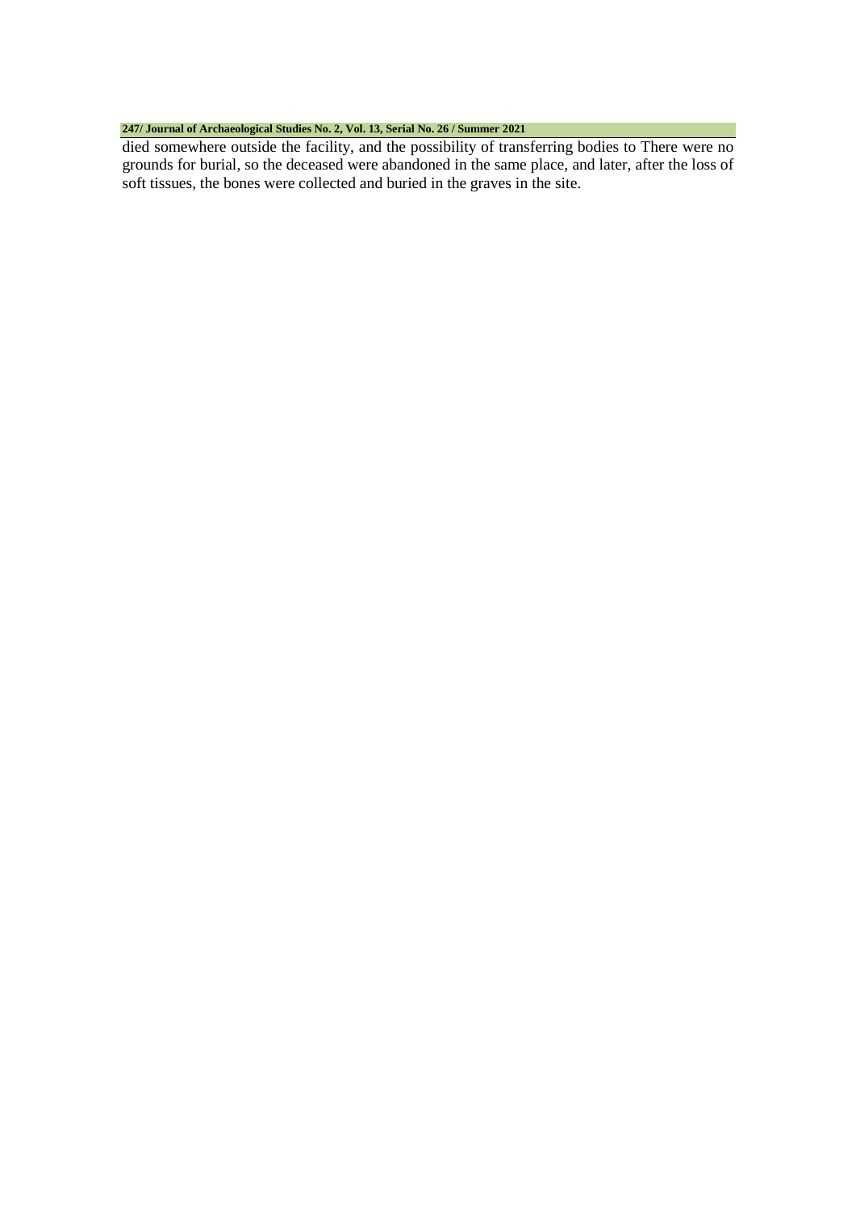died somewhere outside the facility, and the possibility of transferring bodies to There were no grounds for burial, so the deceased were abandoned in the same place, and later, after the loss of soft tissues, the bones were collected and buried in the graves in the site.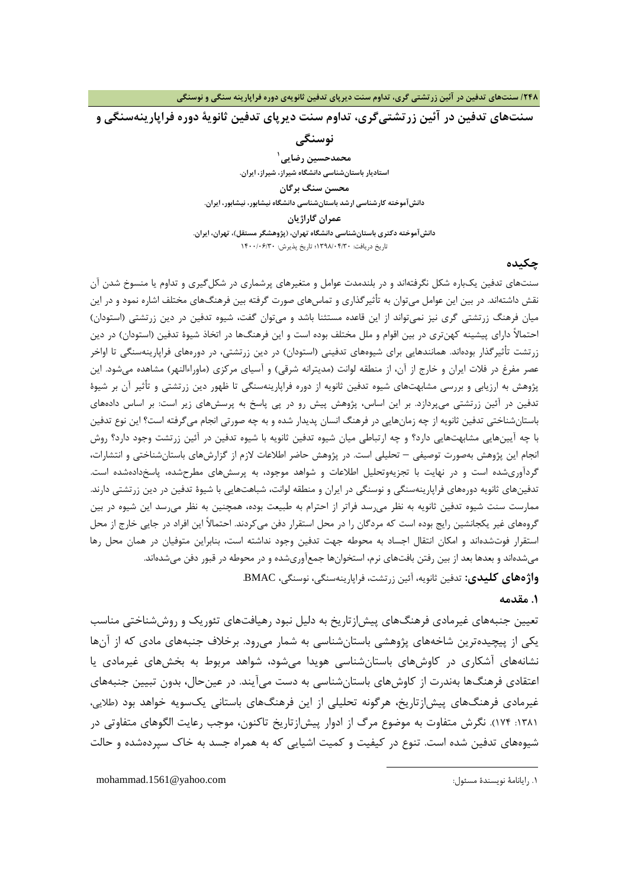# سنت‌های تدفین در آئین زرتشتی‌گری، تداوم سنت دیرپای تدفین ثانویهٔ دوره فراپارینه‌سنگی و نوسنگی

**محمدحسین رضایی**[1]

استادیار باستان‌شناسی دانشگاه شیراز، شیراز، ایران.

**محسن سنگ برگان**

دانش‌آموخته کارشناسی ارشد باستان‌شناسی دانشگاه نیشابور، نیشابور، ایران.

**عمران گاراژیان**

دانش‌آموخته دکتری باستان‌شناسی دانشگاه تهران، (پژوهشگر مستقل)، تهران، ایران.

تاریخ دریافت: ۱۳۹۸/۰۴/۳۰؛ تاریخ پذیرش: ۱۴۰۰/۰۶/۳۰

## چکیده

سنت‌های تدفین یک‌باره شکل نگرفته‌اند و در بلندمدت عوامل و متغیرهای پرشماری در شکل‌گیری و تداوم یا منسوخ شدن آن نقش داشته‌اند. در بین این عوامل می‌توان به تأثیرگذاری و تماس‌های صورت گرفته بین فرهنگ‌های مختلف اشاره نمود و در این میان فرهنگ زرتشتی گری نیز نمی‌تواند از این قاعده مستثنا باشد و می‌توان گفت، شیوه تدفین در دین زرتشتی (استودان) احتمالاً دارای پیشینه کهن‌تری در بین اقوام و ملل مختلف بوده است و این فرهنگ‌ها در اتخاذ شیوهٔ تدفین (استودان) در دین زرتشت تأثیرگذار بوده‌اند. همانندهایی برای شیوه‌های تدفینی (استودان) در دین زرتشتی، در دوره‌های فراپارینه‌سنگی تا اواخر عصر مفرغ در فلات ایران و خارج از آن، از منطقه لوانت (مدیترانه شرقی) و آسیای مرکزی (ماوراءالنهر) مشاهده می‌شود. این پژوهش به ارزیابی و بررسی مشابهت‌های شیوه تدفین ثانویه از دوره فراپارینه‌سنگی تا ظهور دین زرتشتی و تأثیر آن بر شیوهٔ تدفین در آئین زرتشتی می‌پردازد. بر این اساس، پژوهش پیش رو در پی پاسخ به پرسش‌های زیر است: بر اساس داده‌های باستان‌شناختی تدفین ثانویه از چه زمان‌هایی در فرهنگ انسان پدیدار شده و به چه صورتی انجام می‌گرفته است؟ این نوع تدفین با چه آیین‌هایی مشابهت‌هایی دارد؟ و چه ارتباطی میان شیوه تدفین ثانویه با شیوه تدفین در آئین زرتشت وجود دارد؟ روش انجام این پژوهش به‌صورت توصیفی – تحلیلی است. در پژوهش حاضر اطلاعات لازم از گزارش‌های باستان‌شناختی و انتشارات، گردآوری‌شده است و در نهایت با تجزیه‌وتحلیل اطلاعات و شواهد موجود، به پرسش‌های مطرح‌شده، پاسخ‌داده‌شده است. تدفین‌های ثانویه دوره‌های فراپارینه‌سنگی و نوسنگی در ایران و منطقه لوانت، شباهت‌هایی با شیوهٔ تدفین در دین زرتشتی دارند. ممارست سنت شیوه تدفین ثانویه به نظر می‌رسد فراتر از احترام به طبیعت بوده، همچنین به نظر می‌رسد این شیوه در بین گروه‌های غیر یکجانشین رایج بوده است که مردگان را در محل استقرار دفن می‌کردند. احتمالاً این افراد در جایی خارج از محل استقرار فوت‌شده‌اند و امکان انتقال اجساد به محوطه جهت تدفین وجود نداشته است، بنابراین متوفیان در همان محل رها می‌شده‌اند و بعدها بعد از بین رفتن بافت‌های نرم، استخوان‌ها جمع‌آوری‌شده و در محوطه در قبور دفن می‌شده‌اند.

**واژه‌های کلیدی:** تدفین ثانویه، آئین زرتشت، فراپارینه‌سنگی، نوسنگی، BMAC.

## ۱. مقدمه

تعیین جنبه‌های غیرمادی فرهنگ‌های پیش‌ازتاریخ به دلیل نبود رهیافت‌های تئوریک و روش‌شناختی مناسب یکی از پیچیده‌ترین شاخه‌های پژوهشی باستان‌شناسی به شمار می‌رود. برخلاف جنبه‌های مادی که از آن‌ها نشانه‌های آشکاری در کاوش‌های باستان‌شناسی هویدا می‌شود، شواهد مربوط به بخش‌های غیرمادی یا اعتقادی فرهنگ‌ها به‌ندرت از کاوش‌های باستان‌شناسی به دست می‌آیند. در عین‌حال، بدون تبیین جنبه‌های غیرمادی فرهنگ‌های پیش‌ازتاریخ، هرگونه تحلیلی از این فرهنگ‌های باستانی یک‌سویه خواهد بود (طلایی، ۱۳۸۱: ۱۷۴). نگرش متفاوت به موضوع مرگ از ادوار پیش‌ازتاریخ تاکنون، موجب رعایت الگوهای متفاوتی در شیوه‌های تدفین شده است. تنوع در کیفیت و کمیت اشیایی که به همراه جسد به خاک سپرده‌شده و حالت

---

۱. رایانامهٔ نویسندهٔ مسئول: mohammad.1561@yahoo.com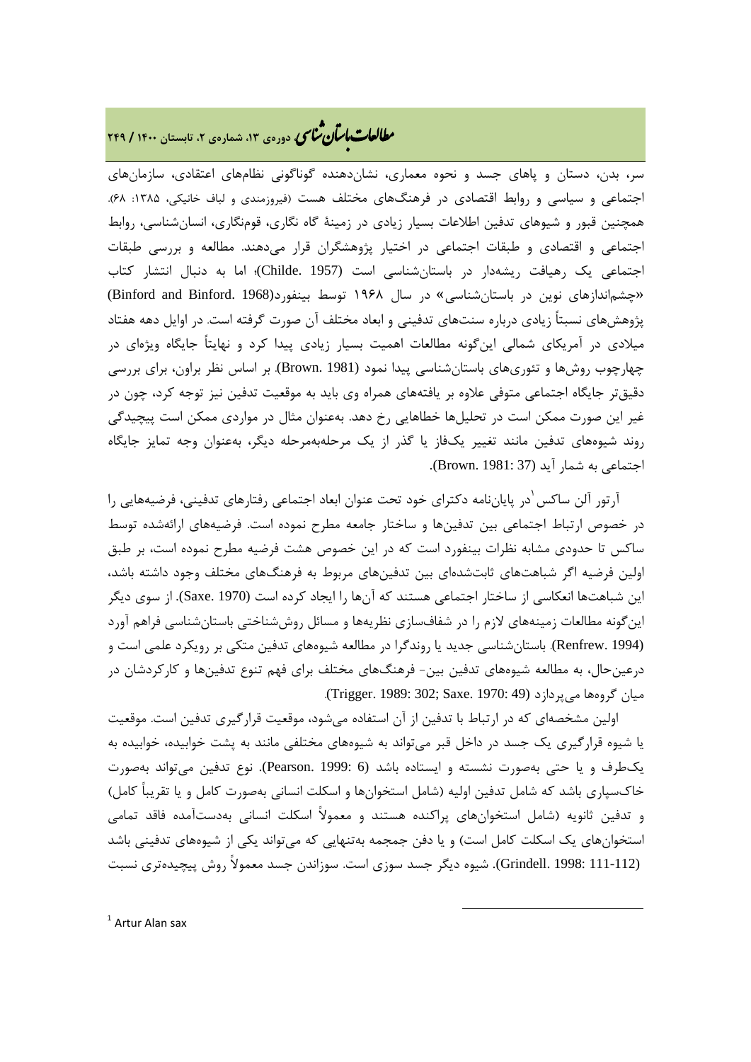سر، بدن، دستان و پاهای جسد و نحوه معماری، نشان‌دهنده گوناگونی نظام‌های اعتقادی، سازمان‌های اجتماعی و سیاسی و روابط اقتصادی در فرهنگ‌های مختلف هست (فیروزمندی و لباف خانیکی، ۱۳۸۵: ۶۸). همچنین قبور و شیوهای تدفین اطلاعات بسیار زیادی در زمینۀ گاه نگاری، قوم‌نگاری، انسان‌شناسی، روابط اجتماعی و اقتصادی و طبقات اجتماعی در اختیار پژوهشگران قرار می‌دهند. مطالعه و بررسی طبقات اجتماعی یک رهیافت ریشه‌دار در باستان‌شناسی است (Childe. 1957)؛ اما به دنبال انتشار کتاب «چشم‌اندازهای نوین در باستان‌شناسی» در سال ۱۹۶۸ توسط بینفورد(Binford and Binford. 1968) پژوهش‌های نسبتاً زیادی درباره سنت‌های تدفینی و ابعاد مختلف آن صورت گرفته است. در اوایل دهه هفتاد میلادی در آمریکای شمالی این‌گونه مطالعات اهمیت بسیار زیادی پیدا کرد و نهایتاً جایگاه ویژه‌ای در چهارچوب روش‌ها و تئوری‌های باستان‌شناسی پیدا نمود (Brown. 1981). بر اساس نظر براون، برای بررسی دقیق‌تر جایگاه اجتماعی متوفی علاوه بر یافته‌های همراه وی باید به موقعیت تدفین نیز توجه کرد، چون در غیر این صورت ممکن است در تحلیل‌ها خطاهایی رخ دهد. به‌عنوان مثال در مواردی ممکن است پیچیدگی روند شیوه‌های تدفین مانند تغییر یک‌فاز یا گذر از یک مرحله‌به‌مرحله دیگر، به‌عنوان وجه تمایز جایگاه اجتماعی به شمار آید (Brown. 1981: 37).

آرتور آلن ساکس[1] در پایان‌نامه دکترای خود تحت عنوان ابعاد اجتماعی رفتارهای تدفینی، فرضیه‌هایی را در خصوص ارتباط اجتماعی بین تدفین‌ها و ساختار جامعه مطرح نموده است. فرضیه‌های ارائه‌شده توسط ساکس تا حدودی مشابه نظرات بینفورد است که در این خصوص هشت فرضیه مطرح نموده است، بر طبق اولین فرضیه اگر شباهت‌های ثابت‌شده‌ای بین تدفین‌های مربوط به فرهنگ‌های مختلف وجود داشته باشد، این شباهت‌ها انعکاسی از ساختار اجتماعی هستند که آن‌ها را ایجاد کرده است (Saxe. 1970). از سوی دیگر این‌گونه مطالعات زمینه‌های لازم را در شفاف‌سازی نظریه‌ها و مسائل روش‌شناختی باستان‌شناسی فراهم آورد (Renfrew. 1994). باستان‌شناسی جدید یا روندگرا در مطالعه شیوه‌های تدفین متکی بر رویکرد علمی است و درعین‌حال، به مطالعه شیوه‌های تدفین بین- فرهنگ‌های مختلف برای فهم تنوع تدفین‌ها و کارکردشان در میان گروه‌ها می‌پردازد (Trigger. 1989: 302; Saxe. 1970: 49).

اولین مشخصه‌ای که در ارتباط با تدفین از آن استفاده می‌شود، موقعیت قرارگیری تدفین است. موقعیت یا شیوه قرارگیری یک جسد در داخل قبر می‌تواند به شیوه‌های مختلفی مانند به پشت خوابیده، خوابیده به یک‌طرف و یا حتی به‌صورت نشسته و ایستاده باشد (Pearson. 1999: 6). نوع تدفین می‌تواند به‌صورت خاک‌سپاری باشد که شامل تدفین اولیه (شامل استخوان‌ها و اسکلت انسانی به‌صورت کامل و یا تقریباً کامل) و تدفین ثانویه (شامل استخوان‌های پراکنده هستند و معمولاً اسکلت انسانی به‌دست‌آمده فاقد تمامی استخوان‌های یک اسکلت کامل است) و یا دفن جمجمه به‌تنهایی که می‌تواند یکی از شیوه‌های تدفینی باشد (Grindell. 1998: 111-112). شیوه دیگر جسد سوزی است. سوزاندن جسد معمولاً روش پیچیده‌تری نسبت

[1] Artur Alan sax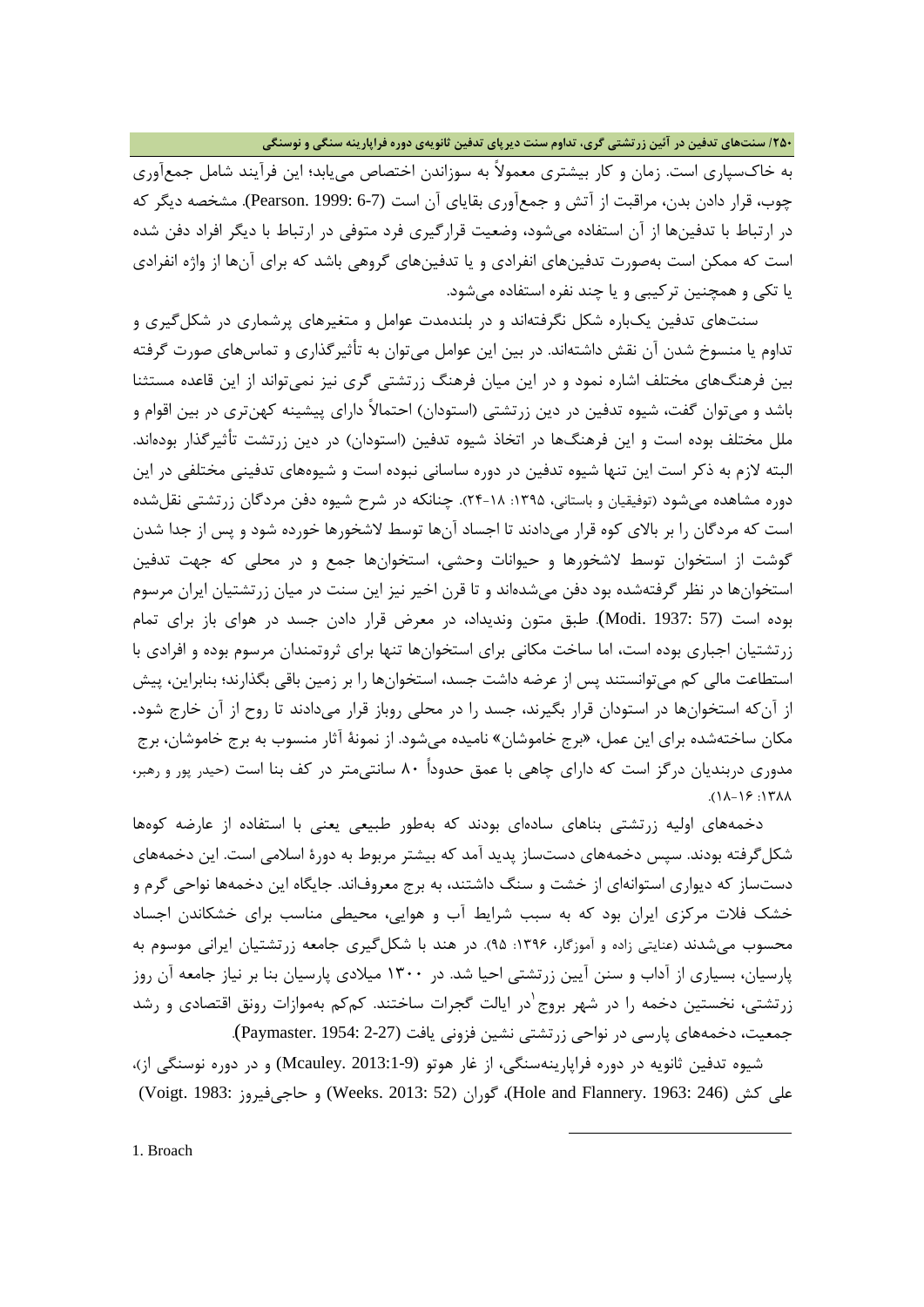به خاک‌سپاری است. زمان و کار بیشتری معمولاً به سوزاندن اختصاص می‌یابد؛ این فرآیند شامل جمع‌آوری چوب، قرار دادن بدن، مراقبت از آتش و جمع‌آوری بقایای آن است (Pearson. 1999: 6-7). مشخصه دیگر که در ارتباط با تدفین‌ها از آن استفاده می‌شود، وضعیت قرارگیری فرد متوفی در ارتباط با دیگر افراد دفن شده است که ممکن است به‌صورت تدفین‌های انفرادی و یا تدفین‌های گروهی باشد که برای آن‌ها از واژه انفرادی یا تکی و همچنین ترکیبی و یا چند نفره استفاده می‌شود.

سنت‌های تدفین یک‌باره شکل نگرفته‌اند و در بلندمدت عوامل و متغیرهای پرشماری در شکل‌گیری و تداوم یا منسوخ شدن آن نقش داشته‌اند. در بین این عوامل می‌توان به تأثیرگذاری و تماس‌های صورت گرفته بین فرهنگ‌های مختلف اشاره نمود و در این میان فرهنگ زرتشتی گری نیز نمی‌تواند از این قاعده مستثنا باشد و می‌توان گفت، شیوه تدفین در دین زرتشتی (استودان) احتمالاً دارای پیشینه کهن‌تری در بین اقوام و ملل مختلف بوده است و این فرهنگ‌ها در اتخاذ شیوه تدفین (استودان) در دین زرتشت تأثیرگذار بوده‌اند. البته لازم به ذکر است این تنها شیوه تدفین در دوره ساسانی نبوده است و شیوه‌های تدفینی مختلفی در این دوره مشاهده می‌شود (توفیقیان و باستانی، ۱۳۹۵: ۱۸-۲۴). چنانکه در شرح شیوه دفن مردگان زرتشتی نقل‌شده است که مردگان را بر بالای کوه قرار می‌دادند تا اجساد آن‌ها توسط لاشخورها خورده شود و پس از جدا شدن گوشت از استخوان توسط لاشخورها و حیوانات وحشی، استخوان‌ها جمع و در محلی که جهت تدفین استخوان‌ها در نظر گرفته‌شده بود دفن می‌شده‌اند و تا قرن اخیر نیز این سنت در میان زرتشتیان ایران مرسوم بوده است (Modi. 1937: 57). طبق متون وندیداد، در معرض قرار دادن جسد در هوای باز برای تمام زرتشتیان اجباری بوده است، اما ساخت مکانی برای استخوان‌ها تنها برای ثروتمندان مرسوم بوده و افرادی با استطاعت مالی کم می‌توانستند پس از عرضه داشت جسد، استخوان‌ها را بر زمین باقی بگذارند؛ بنابراین، پیش از آن‌که استخوان‌ها در استودان قرار بگیرند، جسد را در محلی روباز قرار می‌دادند تا روح از آن خارج شود. مکان ساخته‌شده برای این عمل، «برج خاموشان» نامیده می‌شود. از نمونهٔ آثار منسوب به برج خاموشان، برج مدوری دربندیان درگز است که دارای چاهی با عمق حدوداً ۸۰ سانتی‌متر در کف بنا است (حیدر پور و رهبر، ۱۳۸۸: ۱۶-۱۸).

دخمه‌های اولیه زرتشتی بناهای ساده‌ای بودند که به‌طور طبیعی یعنی با استفاده از عارضه کوه‌ها شکل‌گرفته بودند. سپس دخمه‌های دست‌ساز پدید آمد که بیشتر مربوط به دورهٔ اسلامی است. این دخمه‌های دست‌ساز که دیواری استوانه‌ای از خشت و سنگ داشتند، به برج معروف‌اند. جایگاه این دخمه‌ها نواحی گرم و خشک فلات مرکزی ایران بود که به سبب شرایط آب و هوایی، محیطی مناسب برای خشکاندن اجساد محسوب می‌شدند (عنایتی زاده و آموزگار، ۱۳۹۶: ۹۵). در هند با شکل‌گیری جامعه زرتشتیان ایرانی موسوم به پارسیان، بسیاری از آداب و سنن آیین زرتشتی احیا شد. در ۱۳۰۰ میلادی پارسیان بنا بر نیاز جامعه آن روز زرتشتی، نخستین دخمه را در شهر بروج[1] در ایالت گجرات ساختند. کم‌کم به‌موازات رونق اقتصادی و رشد جمعیت، دخمه‌های پارسی در نواحی زرتشتی نشین فزونی یافت (Paymaster. 1954: 2-27).

شیوه تدفین ثانویه در دوره فراپارینه‌سنگی، از غار هوتو (Mcauley. 2013:1-9) و در دوره نوسنگی از، علی کش (Hole and Flannery. 1963: 246)، گوران (Weeks. 2013: 52) و حاجی‌فیروز (Voigt. 1983:

---

1. Broach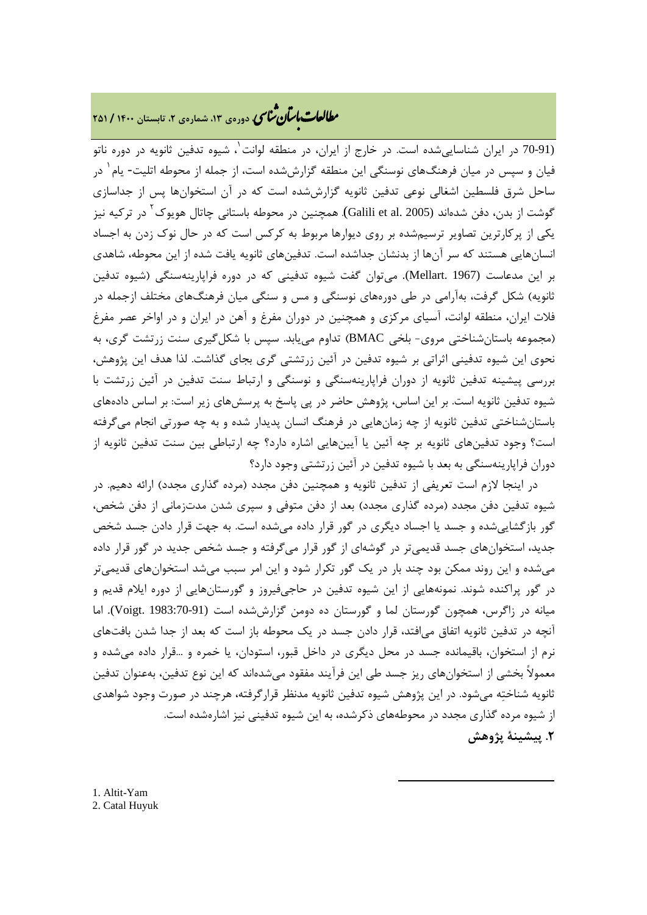(70-91 در ایران شناسایی‌شده است. در خارج از ایران، در منطقه لوانت[1]، شیوه تدفین ثانویه در دوره ناتو فیان و سپس در میان فرهنگ‌های نوسنگی این منطقه گزارش‌شده است، از جمله از محوطه اتلیت- یام[1] در ساحل شرق فلسطین اشغالی نوعی تدفین ثانویه گزارش‌شده است که در آن استخوان‌ها پس از جداسازی گوشت از بدن، دفن شده‌اند (Galili et al. 2005). همچنین در محوطه باستانی چاتال هویوک[2] در ترکیه نیز یکی از پرکارترین تصاویر ترسیم‌شده بر روی دیوارها مربوط به کرکس است که در حال نوک زدن به اجساد انسان‌هایی هستند که سر آن‌ها از بدنشان جداشده است. تدفین‌های ثانویه یافت شده از این محوطه، شاهدی بر این مدعاست (Mellart. 1967). می‌توان گفت شیوه تدفینی که در دوره فراپارینه‌سنگی (شیوه تدفین ثانویه) شکل گرفت، به‌آرامی در طی دوره‌های نوسنگی و مس و سنگی میان فرهنگ‌های مختلف ازجمله در فلات ایران، منطقه لوانت، آسیای مرکزی و همچنین در دوران مفرغ و آهن در ایران و در اواخر عصر مفرغ (مجموعه باستان‌شناختی مروی- بلخی BMAC) تداوم می‌یابد. سپس با شکل‌گیری سنت زرتشت گری، به نحوی این شیوه تدفینی اثراتی بر شیوه تدفین در آئین زرتشتی گری بجای گذاشت. لذا هدف این پژوهش، بررسی پیشینه تدفین ثانویه از دوران فراپارینه‌سنگی و نوسنگی و ارتباط سنت تدفین در آئین زرتشت با شیوه تدفین ثانویه است. بر این اساس، پژوهش حاضر در پی پاسخ به پرسش‌های زیر است: بر اساس داده‌های باستان‌شناختی تدفین ثانویه از چه زمان‌هایی در فرهنگ انسان پدیدار شده و به چه صورتی انجام می‌گرفته است؟ وجود تدفین‌های ثانویه بر چه آئین یا آیین‌هایی اشاره دارد؟ چه ارتباطی بین سنت تدفین ثانویه از دوران فراپارینه‌سنگی به بعد با شیوه تدفین در آئین زرتشتی وجود دارد؟

در اینجا لازم است تعریفی از تدفین ثانویه و همچنین دفن مجدد (مرده گذاری مجدد) ارائه دهیم. در شیوه تدفین دفن مجدد (مرده گذاری مجدد) بعد از دفن متوفی و سپری شدن مدت‌زمانی از دفن شخص، گور بازگشایی‌شده و جسد یا اجساد دیگری در گور قرار داده می‌شده است. به جهت قرار دادن جسد شخص جدید، استخوان‌های جسد قدیمی‌تر در گوشه‌ای از گور قرار می‌گرفته و جسد شخص جدید در گور قرار داده می‌شده و این روند ممکن بود چند بار در یک گور تکرار شود و این امر سبب می‌شد استخوان‌های قدیمی‌تر در گور پراکنده شوند. نمونه‌هایی از این شیوه تدفین در حاجی‌فیروز و گورستان‌هایی از دوره ایلام قدیم و میانه در زاگرس، همچون گورستان لما و گورستان ده دومن گزارش‌شده است (Voigt. 1983:70-91). اما آنچه در تدفین ثانویه اتفاق می‌افتد، قرار دادن جسد در یک محوطه باز است که بعد از جدا شدن بافت‌های نرم از استخوان، باقیمانده جسد در محل دیگری در داخل قبور، استودان، یا خمره و ...قرار داده می‌شده و معمولاً بخشی از استخوان‌های ریز جسد طی این فرآیند مفقود می‌شده‌اند که این نوع تدفین، به‌عنوان تدفین ثانویه شناختِه می‌شود. در این پژوهش شیوه تدفین ثانویه مدنظر قرارگرفته، هرچند در صورت وجود شواهدی از شیوه مرده گذاری مجدد در محوطه‌های ذکرشده، به این شیوه تدفینی نیز اشاره‌شده است.

## ۲. پیشینهٔ پژوهش

---

1. Altit-Yam
2. Catal Huyuk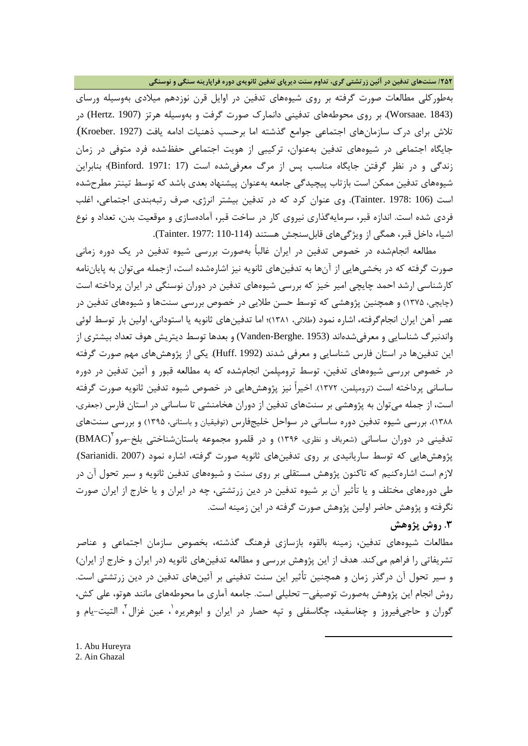به‌طورکلی مطالعات صورت گرفته بر روی شیوه‌های تدفین در اوایل قرن نوزدهم میلادی به‌وسیله ورسای (Worsaae. 1843)، بر روی محوطه‌های تدفینی دانمارک صورت گرفت و به‌وسیله هرتز (Hertz. 1907) در تلاش برای درک سازمان‌های اجتماعی جوامع گذشته اما برحسب ذهنیات ادامه یافت (Kroeber. 1927). جایگاه اجتماعی در شیوه‌های تدفین به‌عنوان، ترکیبی از هویت اجتماعی حفظ‌شده فرد متوفی در زمان زندگی و در نظر گرفتن جایگاه مناسب پس از مرگ معرفی‌شده است (Binford. 1971: 17)؛ بنابراین شیوه‌های تدفین ممکن است بازتاب پیچیدگی جامعه به‌عنوان پیشنهاد بعدی باشد که توسط تینتر مطرح‌شده است (Tainter. 1978: 106). وی عنوان کرد که در تدفین بیشتر انرژی، صرف رتبه‌بندی اجتماعی، اغلب فردی شده است. اندازه قبر، سرمایه‌گذاری نیروی کار در ساخت قبر، آماده‌سازی و موقعیت بدن، تعداد و نوع اشیاء داخل قبر، همگی از ویژگی‌های قابل‌سنجش هستند (Tainter. 1977: 110-114).

مطالعه انجام‌شده در خصوص تدفین در ایران غالباً به‌صورت بررسی شیوه تدفین در یک دوره زمانی صورت گرفته که در بخش‌هایی از آن‌ها به تدفین‌های ثانویه نیز اشاره‌شده است، ازجمله می‌توان به پایان‌نامه کارشناسی ارشد احمد چایچی امیر خیز که بررسی شیوه‌های تدفین در دوران نوسنگی در ایران پرداخته است (چایچی، ۱۳۷۵) و همچنین پژوهشی که توسط حسن طلایی در خصوص بررسی سنت‌ها و شیوه‌های تدفین در عصر آهن ایران انجام‌گرفته، اشاره نمود (طلائی، ۱۳۸۱)؛ اما تدفین‌های ثانویه یا استودانی، اولین بار توسط لوئی واندنبرگ شناسایی و معرفی‌شده‌اند (Vanden-Berghe. 1953) و بعدها توسط دیتریش هوف تعداد بیشتری از این تدفین‌ها در استان فارس شناسایی و معرفی شدند (Huff. 1992). یکی از پژوهش‌های مهم صورت گرفته در خصوص بررسی شیوه‌های تدفین، توسط ترومپلمن انجام‌شده که به مطالعه قبور و آئین تدفین در دوره ساسانی پرداخته است (ترومپلمن، ۱۳۷۲). اخیراً نیز پژوهش‌هایی در خصوص شیوه تدفین ثانویه صورت گرفته است، از جمله می‌توان به پژوهشی بر سنت‌های تدفین از دوران هخامنشی تا ساسانی در استان فارس (جعفری، ۱۳۸۸)، بررسی شیوه تدفین دوره ساسانی در سواحل خلیج‌فارس (توفیقیان و باستانی، ۱۳۹۵) و بررسی سنت‌های تدفینی در دوران ساسانی (شعرباف و نظری، ۱۳۹۶) و در قلمرو مجموعه باستان‌شناختی بلخ-مرو[۲](BMAC) پژوهش‌هایی که توسط ساریانیدی بر روی تدفین‌های ثانویه صورت گرفته، اشاره نمود (Sarianidi. 2007). لازم است اشاره‌کنیم که تاکنون پژوهش مستقلی بر روی سنت و شیوه‌های تدفین ثانویه و سیر تحول آن در طی دوره‌های مختلف و یا تأثیر آن بر شیوه تدفین در دین زرتشتی، چه در ایران و یا خارج از ایران صورت نگرفته و پژوهش حاضر اولین پژوهش صورت گرفته در این زمینه است.

## ۳. روش پژوهش

مطالعات شیوه‌های تدفین، زمینه بالقوه بازسازی فرهنگ گذشته، بخصوص سازمان اجتماعی و عناصر تشریفاتی را فراهم می‌کند. هدف از این پژوهش بررسی و مطالعه تدفین‌های ثانویه (در ایران و خارج از ایران) و سیر تحول آن درگذر زمان و همچنین تأثیر این سنت تدفینی بر آئین‌های تدفین در دین زرتشتی است. روش انجام این پژوهش به‌صورت توصیفی– تحلیلی است. جامعه آماری ما محوطه‌های مانند هوتو، علی کش، گوران و حاجی‌فیروز و چغاسفید، چگاسفلی و تپه حصار در ایران و ابوهریره[۱]، عین غزال[۲]، التیت-یام و

---

1. Abu Hureyra
2. Ain Ghazal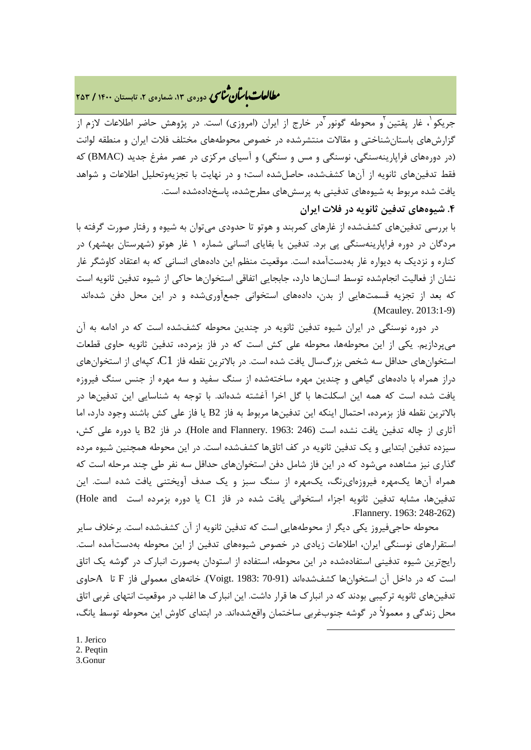جریکو[1]، غار پقتین[2] و محوطه گونور[3] در خارج از ایران (امروزی) است. در پژوهش حاضر اطلاعات لازم از گزارش‌های باستان‌شناختی و مقالات منتشرشده در خصوص محوطه‌های مختلف فلات ایران و منطقه لوانت (در دوره‌های فراپارینه‌سنگی، نوسنگی و مس و سنگی) و آسیای مرکزی در عصر مفرغ جدید (BMAC) که فقط تدفین‌های ثانویه از آن‌ها کشف‌شده، حاصل‌شده است؛ و در نهایت با تجزیه‌وتحلیل اطلاعات و شواهد یافت شده مربوط به شیوه‌های تدفینی به پرسش‌های مطرح‌شده، پاسخ‌داده‌شده است.

## ۴. شیوه‌های تدفین ثانویه در فلات ایران

با بررسی تدفین‌های کشف‌شده از غارهای کمربند و هوتو تا حدودی می‌توان به شیوه و رفتار صورت گرفته با مردگان در دوره فراپارینه‌سنگی پی برد. تدفین یا بقایای انسانی شماره ۱ غار هوتو (شهرستان بهشهر) در کناره و نزدیک به دیواره غار به‌دست‌آمده است. موقعیت منظم این داده‌های انسانی که به اعتقاد کاوشگر غار نشان از فعالیت انجام‌شده توسط انسان‌ها دارد، جابجایی اتفاقی استخوان‌ها حاکی از شیوه تدفین ثانویه است که بعد از تجزیه قسمت‌هایی از بدن، داده‌های استخوانی جمع‌آوری‌شده و در این محل دفن شده‌اند (Mcauley. 2013:1-9).

در دوره نوسنگی در ایران شیوه تدفین ثانویه در چندین محوطه کشف‌شده است که در ادامه به آن می‌پردازیم. یکی از این محوطه‌ها، محوطه علی کش است که در فاز بزمرده، تدفین ثانویه حاوی قطعات استخوان‌های حداقل سه شخص بزرگ‌سال یافت شده است. در بالاترین نقطه فاز C1، کپه‌ای از استخوان‌های دراز همراه با داده‌های گیاهی و چندین مهره ساخته‌شده از سنگ سفید و سه مهره از جنس سنگ فیروزه یافت شده است که همه این اسکلت‌ها با گل اخرا آغشته شده‌اند. با توجه به شناسایی این تدفین‌ها در بالاترین نقطه فاز بزمرده، احتمال اینکه این تدفین‌ها مربوط به فاز B2 یا فاز علی کش باشند وجود دارد، اما آثاری از چاله تدفین یافت نشده است (Hole and Flannery. 1963: 246). در فاز B2 یا دوره علی کش، سیزده تدفین ابتدایی و یک تدفین ثانویه در کف اتاق‌ها کشف‌شده است. در این محوطه همچنین شیوه مرده گذاری نیز مشاهده می‌شود که در این فاز شامل دفن استخوان‌های حداقل سه نفر طی چند مرحله است که همراه آن‌ها یک‌مهره فیروزه‌ای‌رنگ، یک‌مهره از سنگ سبز و یک صدف آویختنی یافت شده است. این تدفین‌ها، مشابه تدفین ثانویه اجزاء استخوانی یافت شده در فاز C1 یا دوره بزمرده است (Hole and Flannery. 1963: 248-262).

محوطه حاجی‌فیروز یکی دیگر از محوطه‌هایی است که تدفین ثانویه از آن کشف‌شده است. برخلاف سایر استقرارهای نوسنگی ایران، اطلاعات زیادی در خصوص شیوه‌های تدفین از این محوطه به‌دست‌آمده است. رایج‌ترین شیوه تدفینی استفاده‌شده در این محوطه، استفاده از استودان به‌صورت انبارک در گوشه یک اتاق است که در داخل آن استخوان‌ها کشف‌شده‌اند (Voigt. 1983: 70-91). خانه‌های معمولی فاز F تا A حاوی تدفین‌های ثانویه ترکیبی بودند که در انبارک ها قرار داشت. این انبارک ها اغلب در موقعیت انتهای غربی اتاق محل زندگی و معمولاً در گوشه جنوب‌غربی ساختمان واقع‌شده‌اند. در ابتدای کاوش این محوطه توسط یانگ،

---

1. Jerico
2. Peqtin
3. Gonur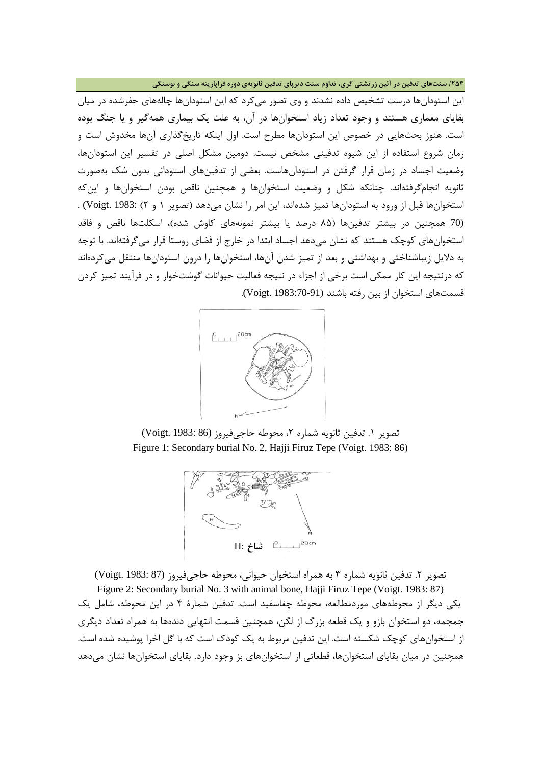این استودان‌ها درست تشخیص داده نشدند و وی تصور می‌کرد که این استودان‌ها چاله‌های حفرشده در میان بقایای معماری هستند و وجود تعداد زیاد استخوان‌ها در آن، به علت یک بیماری همه‌گیر و یا جنگ بوده است. هنوز بحث‌هایی در خصوص این استودان‌ها مطرح است. اول اینکه تاریخ‌گذاری آن‌ها مخدوش است و زمان شروع استفاده از این شیوه تدفینی مشخص نیست. دومین مشکل اصلی در تفسیر این استودان‌ها، وضعیت اجساد در زمان قرار گرفتن در استودان‌هاست. بعضی از تدفین‌های استودانی بدون شک به‌صورت ثانویه انجام‌گرفته‌اند. چنانکه شکل و وضعیت استخوان‌ها و همچنین ناقص بودن استخوان‌ها و این‌که استخوان‌ها قبل از ورود به استودان‌ها تمیز شده‌اند، این امر را نشان می‌دهد (تصویر ۱ و ۲) :(Voigt. 1983) . (70 همچنین در بیشتر تدفین‌ها (۸۵ درصد یا بیشتر نمونه‌های کاوش شده)، اسکلت‌ها ناقص و فاقد استخوان‌های کوچک هستند که نشان می‌دهد اجساد ابتدا در خارج از فضای روستا قرار می‌گرفته‌اند. با توجه به دلایل زیباشناختی و بهداشتی و بعد از تمیز شدن آن‌ها، استخوان‌ها را درون استودان‌ها منتقل می‌کرده‌اند که درنتیجه این کار ممکن است برخی از اجزاء در نتیجه فعالیت حیوانات گوشت‌خوار و در فرآیند تمیز کردن قسمت‌های استخوان از بین رفته باشند (Voigt. 1983:70-91).

تصویر ۱. تدفین ثانویه شماره ۲، محوطه حاجی‌فیروز (Voigt. 1983: 86)
Figure 1: Secondary burial No. 2, Hajji Firuz Tepe (Voigt. 1983: 86)

H: شاخ

تصویر ۲. تدفین ثانویه شماره ۳ به همراه استخوان حیوانی، محوطه حاجی‌فیروز (Voigt. 1983: 87)
Figure 2: Secondary burial No. 3 with animal bone, Hajji Firuz Tepe (Voigt. 1983: 87)

یکی دیگر از محوطه‌های موردمطالعه، محوطه چغاسفید است. تدفین شمارهٔ ۴ در این محوطه، شامل یک جمجمه، دو استخوان بازو و یک قطعه بزرگ از لگن، همچنین قسمت انتهایی دنده‌ها به همراه تعداد دیگری از استخوان‌های کوچک شکسته است. این تدفین مربوط به یک کودک است که با گل اخرا پوشیده شده است. همچنین در میان بقایای استخوان‌ها، قطعاتی از استخوان‌های بز وجود دارد. بقایای استخوان‌ها نشان می‌دهد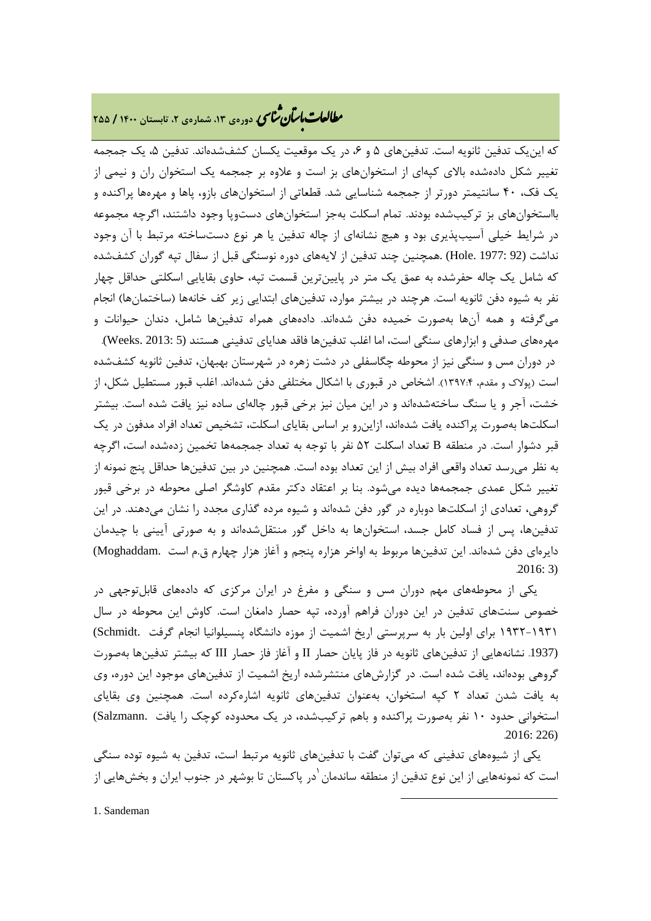که این‌یک تدفین ثانویه است. تدفین‌های ۵ و ۶، در یک موقعیت یکسان کشف‌شده‌اند. تدفین ۵، یک جمجمه تغییر شکل داده‌شده بالای کپه‌ای از استخوان‌های بز است و علاوه بر جمجمه یک استخوان ران و نیمی از یک فک، ۴۰ سانتیمتر دورتر از جمجمه شناسایی شد. قطعاتی از استخوان‌های بازو، پاها و مهره‌ها پراکنده و بااستخوان‌های بز ترکیب‌شده بودند. تمام اسکلت به‌جز استخوان‌های دست‌وپا وجود داشتند، اگرچه مجموعه در شرایط خیلی آسیب‌پذیری بود و هیچ نشانه‌ای از چاله تدفین یا هر نوع دست‌ساخته مرتبط با آن وجود نداشت (Hole. 1977: 92) .همچنین چند تدفین از لایه‌های دوره نوسنگی قبل از سفال تپه گوران کشف‌شده که شامل یک چاله حفرشده به عمق یک متر در پایین‌ترین قسمت تپه، حاوی بقایایی اسکلتی حداقل چهار نفر به شیوه دفن ثانویه است. هرچند در بیشتر موارد، تدفین‌های ابتدایی زیر کف خانه‌ها (ساختمان‌ها) انجام می‌گرفته و همه آن‌ها به‌صورت خمیده دفن شده‌اند. داده‌های همراه تدفین‌ها شامل، دندان حیوانات و مهره‌های صدفی و ابزارهای سنگی است، اما اغلب تدفین‌ها فاقد هدایای تدفینی هستند (Weeks. 2013: 5).

در دوران مس و سنگی نیز از محوطه چگاسفلی در دشت زهره در شهرستان بهبهان، تدفین ثانویه کشف‌شده است (پولاک و مقدم، ۱۳۹۷:۴). اشخاص در قبوری با اشکال مختلفی دفن شده‌اند. اغلب قبور مستطیل شکل، از خشت، آجر و یا سنگ ساخته‌شده‌اند و در این میان نیز برخی قبور چاله‌ای ساده نیز یافت شده است. بیشتر اسکلت‌ها به‌صورت پراکنده یافت شده‌اند، ازاین‌رو بر اساس بقایای اسکلت، تشخیص تعداد افراد مدفون در یک قبر دشوار است. در منطقه B تعداد اسکلت ۵۲ نفر با توجه به تعداد جمجمه‌ها تخمین زده‌شده است، اگرچه به نظر می‌رسد تعداد واقعی افراد بیش از این تعداد بوده است. همچنین در بین تدفین‌ها حداقل پنج نمونه از تغییر شکل عمدی جمجمه‌ها دیده می‌شود. بنا بر اعتقاد دکتر مقدم کاوشگر اصلی محوطه در برخی قبور گروهی، تعدادی از اسکلت‌ها دوباره در گور دفن شده‌اند و شیوه مرده گذاری مجدد را نشان می‌دهند. در این تدفین‌ها، پس از فساد کامل جسد، استخوان‌ها به داخل گور منتقل‌شده‌اند و به صورتی آیینی با چیدمان دایره‌ای دفن شده‌اند. این تدفین‌ها مربوط به اواخر هزاره پنجم و آغاز هزار چهارم ق.م است (Moghaddam. 2016: 3).

یکی از محوطه‌های مهم دوران مس و سنگی و مفرغ در ایران مرکزی که داده‌های قابل‌توجهی در خصوص سنت‌های تدفین در این دوران فراهم آورده، تپه حصار دامغان است. کاوش این محوطه در سال ۱۹۳۱-۱۹۳۲ برای اولین بار به سرپرستی اریخ اشمیت از موزه دانشگاه پنسیلوانیا انجام گرفت (Schmidt. 1937). نشانه‌هایی از تدفین‌های ثانویه در فاز پایان حصار II و آغاز فاز حصار III که بیشتر تدفین‌ها به‌صورت گروهی بوده‌اند، یافت شده است. در گزارش‌های منتشرشده اریخ اشمیت از تدفین‌های موجود این دوره، وی به یافت شدن تعداد ۲ کپه استخوان، به‌عنوان تدفین‌های ثانویه اشاره‌کرده است. همچنین وی بقایای استخوانی حدود ۱۰ نفر به‌صورت پراکنده و باهم ترکیب‌شده، در یک محدوده کوچک را یافت (Salzmann. 2016: 226).

یکی از شیوه‌های تدفینی که می‌توان گفت با تدفین‌های ثانویه مرتبط است، تدفین به شیوه توده سنگی است که نمونه‌هایی از این نوع تدفین از منطقه ساندمان[1] در پاکستان تا بوشهر در جنوب ایران و بخش‌هایی از

1. Sandeman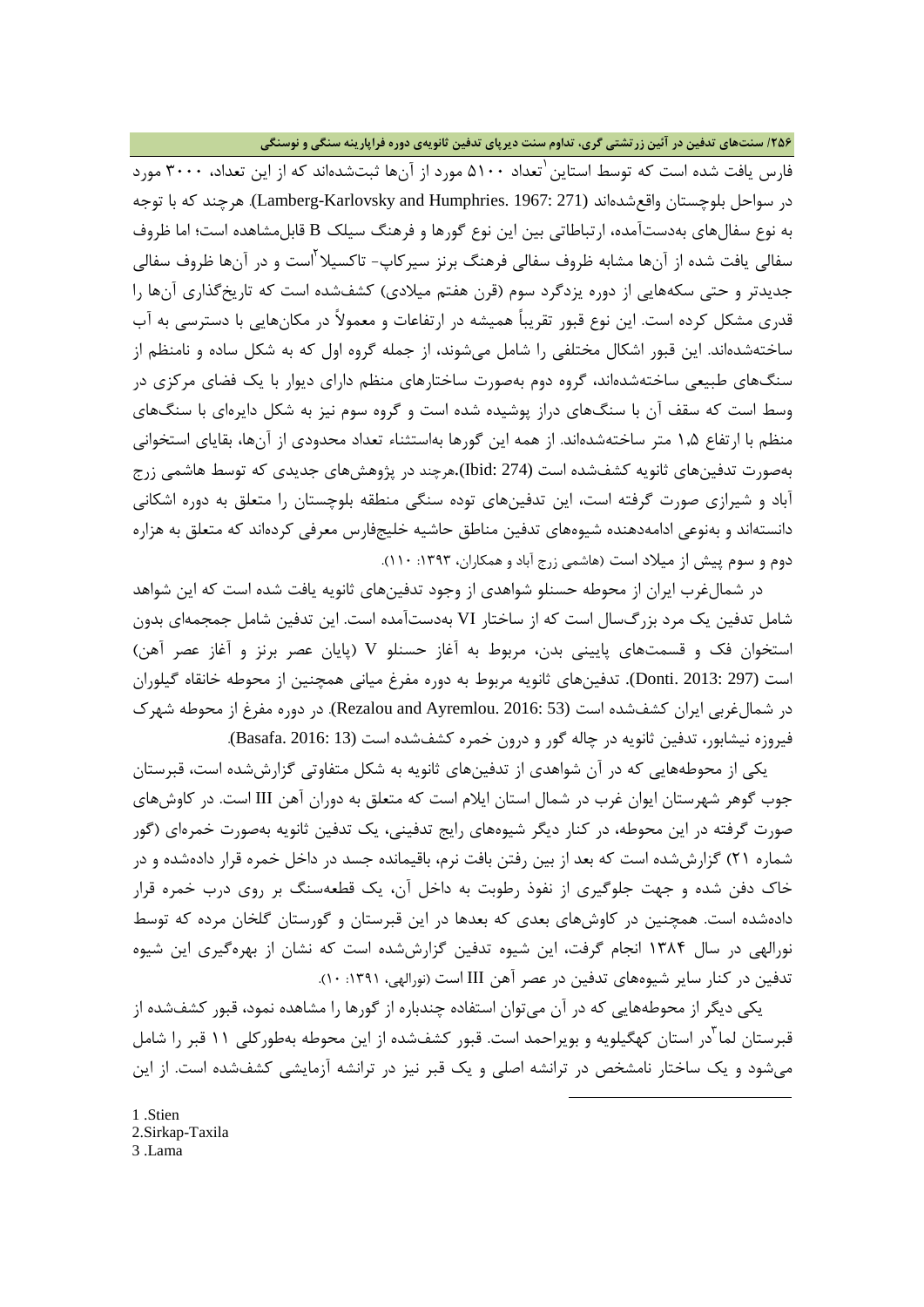فارس یافت شده است که توسط استاین[1] تعداد ۵۱۰۰ مورد از آن‌ها ثبت‌شده‌اند که از این تعداد، ۳۰۰۰ مورد در سواحل بلوچستان واقع‌شده‌اند (Lamberg-Karlovsky and Humphries. 1967: 271). هرچند که با توجه به نوع سفال‌های به‌دست‌آمده، ارتباطاتی بین این نوع گورها و فرهنگ سیلک B قابل‌مشاهده است؛ اما ظروف سفالی یافت شده از آن‌ها مشابه ظروف سفالی فرهنگ برنز سیرکاپ- تاکسیلا[2] است و در آن‌ها ظروف سفالی جدیدتر و حتی سکه‌هایی از دوره یزدگرد سوم (قرن هفتم میلادی) کشف‌شده است که تاریخ‌گذاری آن‌ها را قدری مشکل کرده است. این نوع قبور تقریباً همیشه در ارتفاعات و معمولاً در مکان‌هایی با دسترسی به آب ساخته‌شده‌اند. این قبور اشکال مختلفی را شامل می‌شوند، از جمله گروه اول که به شکل ساده و نامنظم از سنگ‌های طبیعی ساخته‌شده‌اند، گروه دوم به‌صورت ساختارهای منظم دارای دیوار با یک فضای مرکزی در وسط است که سقف آن با سنگ‌های دراز پوشیده شده است و گروه سوم نیز به شکل دایره‌ای با سنگ‌های منظم با ارتفاع ۱،۵ متر ساخته‌شده‌اند. از همه این گورها به‌استثناء تعداد محدودی از آن‌ها، بقایای استخوانی به‌صورت تدفین‌های ثانویه کشف‌شده است (Ibid: 274).هرچند در پژوهش‌های جدیدی که توسط هاشمی زرج آباد و شیرازی صورت گرفته است، این تدفین‌های توده سنگی منطقه بلوچستان را متعلق به دوره اشکانی دانسته‌اند و به‌نوعی ادامه‌دهنده شیوه‌های تدفین مناطق حاشیه خلیج‌فارس معرفی کرده‌اند که متعلق به هزاره دوم و سوم پیش از میلاد است (هاشمی زرج آباد و همکاران، ۱۳۹۳: ۱۱۰).

در شمال‌غرب ایران از محوطه حسنلو شواهدی از وجود تدفین‌های ثانویه یافت شده است که این شواهد شامل تدفین یک مرد بزرگ‌سال است که از ساختار VI به‌دست‌آمده است. این تدفین شامل جمجمه‌ای بدون استخوان فک و قسمت‌های پایینی بدن، مربوط به آغاز حسنلو V (پایان عصر برنز و آغاز عصر آهن) است (Donti. 2013: 297). تدفین‌های ثانویه مربوط به دوره مفرغ میانی همچنین از محوطه خانقاه گیلوران در شمال‌غربی ایران کشف‌شده است (Rezalou and Ayremlou. 2016: 53). در دوره مفرغ از محوطه شهرک فیروزه نیشابور، تدفین ثانویه در چاله گور و درون خمره کشف‌شده است (Basafa. 2016: 13).

یکی از محوطه‌هایی که در آن شواهدی از تدفین‌های ثانویه به شکل متفاوتی گزارش‌شده است، قبرستان جوب گوهر شهرستان ایوان غرب در شمال استان ایلام است که متعلق به دوران آهن III است. در کاوش‌های صورت گرفته در این محوطه، در کنار دیگر شیوه‌های رایج تدفینی، یک تدفین ثانویه به‌صورت خمره‌ای (گور شماره ۲۱) گزارش‌شده است که بعد از بین رفتن بافت نرم، باقیمانده جسد در داخل خمره قرار داده‌شده و در خاک دفن شده و جهت جلوگیری از نفوذ رطوبت به داخل آن، یک قطعه‌سنگ بر روی درب خمره قرار داده‌شده است. همچنین در کاوش‌های بعدی که بعدها در این قبرستان و گورستان گلخان مرده که توسط نورالهی در سال ۱۳۸۴ انجام گرفت، این شیوه تدفین گزارش‌شده است که نشان از بهره‌گیری این شیوه تدفین در کنار سایر شیوه‌های تدفین در عصر آهن III است (نورالهی، ۱۳۹۱: ۱۰).

یکی دیگر از محوطه‌هایی که در آن می‌توان استفاده چندباره از گورها را مشاهده نمود، قبور کشف‌شده از قبرستان لما[3] در استان کهگیلویه و بویراحمد است. قبور کشف‌شده از این محوطه به‌طورکلی ۱۱ قبر را شامل می‌شود و یک ساختار نامشخص در ترانشه اصلی و یک قبر نیز در ترانشه آزمایشی کشف‌شده است. از این

1 .Stien
2.Sirkap-Taxila
3 .Lama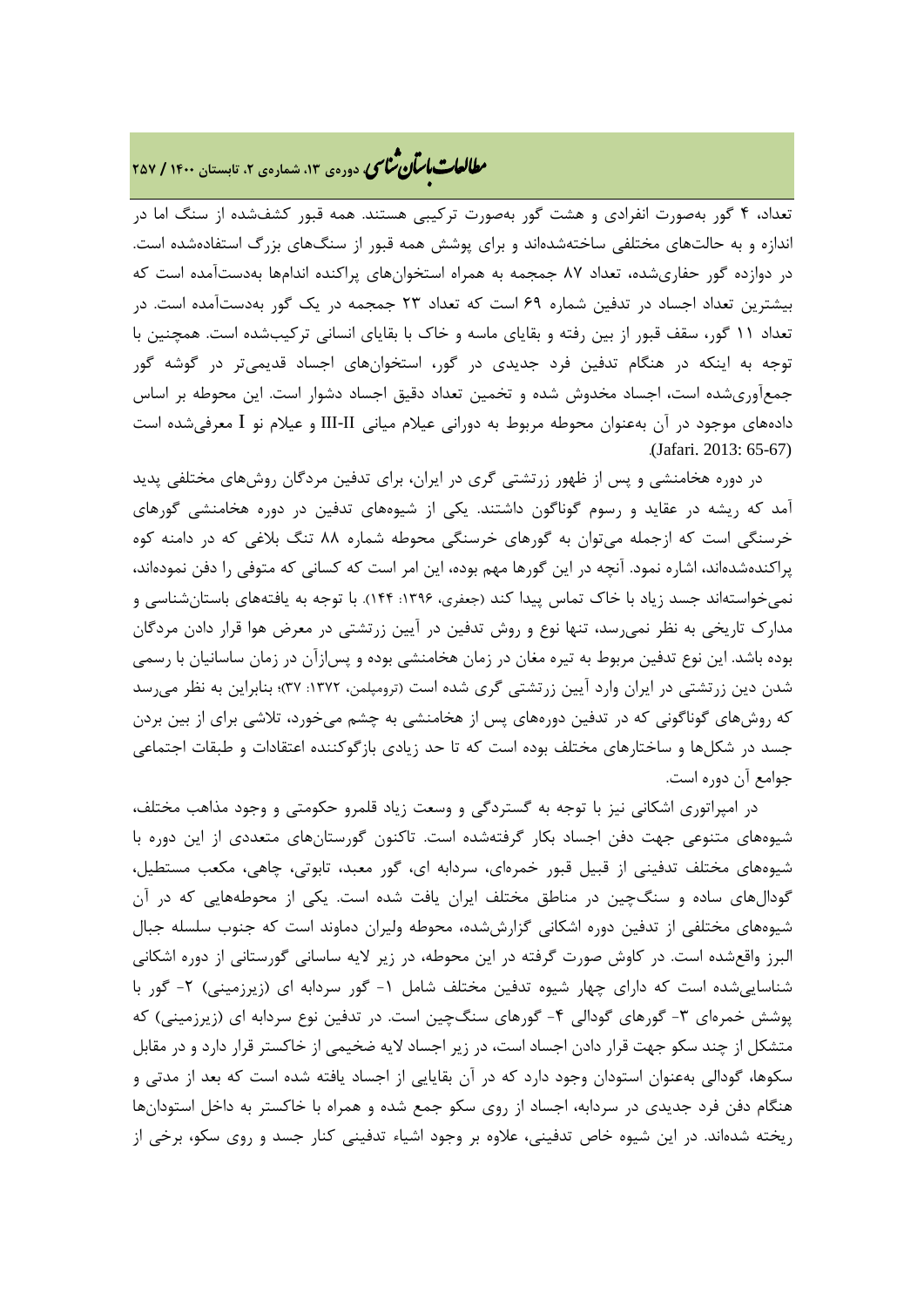تعداد، ۴ گور به‌صورت انفرادی و هشت گور به‌صورت گور ترکیبی هستند. همه قبور کشف‌شده از سنگ اما در اندازه و به حالت‌های مختلفی ساخته‌شده‌اند و برای پوشش همه قبور از سنگ‌های بزرگ استفاده‌شده است. در دوازده گور حفاری‌شده، تعداد ۸۷ جمجمه به همراه استخوان‌های پراکنده اندام‌ها به‌دست‌آمده است که بیشترین تعداد اجساد در تدفین شماره ۶۹ است که تعداد ۲۳ جمجمه در یک گور به‌دست‌آمده است. در تعداد ۱۱ گور، سقف قبور از بین رفته و بقایای ماسه و خاک با بقایای انسانی ترکیب‌شده است. همچنین با توجه به اینکه در هنگام تدفین فرد جدیدی در گور، استخوان‌های اجساد قدیمی‌تر در گوشه گور جمع‌آوری‌شده است، اجساد مخدوش شده و تخمین تعداد دقیق اجساد دشوار است. این محوطه بر اساس داده‌های موجود در آن به‌عنوان محوطه مربوط به دورانی عیلام میانی III-II و عیلام نو I معرفی‌شده است (Jafari. 2013: 65-67).

در دوره هخامنشی و پس از ظهور زرتشتی گری در ایران، برای تدفین مردگان روش‌های مختلفی پدید آمد که ریشه در عقاید و رسوم گوناگون داشتند. یکی از شیوه‌های تدفین در دوره هخامنشی گورهای خرسنگی است که ازجمله می‌توان به گورهای خرسنگی محوطه شماره ۸۸ تنگ بلاغی که در دامنه کوه پراکنده‌شده‌اند، اشاره نمود. آنچه در این گورها مهم بوده، این امر است که کسانی که متوفی را دفن نموده‌اند، نمی‌خواسته‌اند جسد زیاد با خاک تماس پیدا کند (جعفری، ۱۳۹۶: ۱۴۴). با توجه به یافته‌های باستان‌شناسی و مدارک تاریخی به نظر نمی‌رسد، تنها نوع و روش تدفین در آیین زرتشتی در معرض هوا قرار دادن مردگان بوده باشد. این نوع تدفین مربوط به تیره مغان در زمان هخامنشی بوده و پس‌ازآن در زمان ساسانیان با رسمی شدن دین زرتشتی در ایران وارد آیین زرتشتی گری شده است (ترومپلمن، ۱۳۷۲: ۳۷)؛ بنابراین به نظر می‌رسد که روش‌های گوناگونی که در تدفین دوره‌های پس از هخامنشی به چشم می‌خورد، تلاشی برای از بین بردن جسد در شکل‌ها و ساختارهای مختلف بوده است که تا حد زیادی بازگوکننده اعتقادات و طبقات اجتماعی جوامع آن دوره است.

در امپراتوری اشکانی نیز با توجه به گستردگی و وسعت زیاد قلمرو حکومتی و وجود مذاهب مختلف، شیوه‌های متنوعی جهت دفن اجساد بکار گرفته‌شده است. تاکنون گورستان‌های متعددی از این دوره با شیوه‌های مختلف تدفینی از قبیل قبور خمره‌ای، سردابه ای، گور معبد، تابوتی، چاهی، مکعب مستطیل، گودال‌های ساده و سنگ‌چین در مناطق مختلف ایران یافت شده است. یکی از محوطه‌هایی که در آن شیوه‌های مختلفی از تدفین دوره اشکانی گزارش‌شده، محوطه ولیران دماوند است که جنوب سلسله جبال البرز واقع‌شده است. در کاوش صورت گرفته در این محوطه، در زیر لایه ساسانی گورستانی از دوره اشکانی شناسایی‌شده است که دارای چهار شیوه تدفین مختلف شامل ۱- گور سردابه ای (زیرزمینی) ۲- گور با پوشش خمره‌ای ۳- گورهای گودالی ۴- گورهای سنگ‌چین است. در تدفین نوع سردابه ای (زیرزمینی) که متشکل از چند سکو جهت قرار دادن اجساد است، در زیر اجساد لایه ضخیمی از خاکستر قرار دارد و در مقابل سکوها، گودالی به‌عنوان استودان وجود دارد که در آن بقایایی از اجساد یافت شده است که بعد از مدتی و هنگام دفن فرد جدیدی در سردابه، اجساد از روی سکو جمع شده و همراه با خاکستر به داخل استودان‌ها ریخته شده‌اند. در این شیوه خاص تدفینی، علاوه بر وجود اشیاء تدفینی کنار جسد و روی سکو، برخی از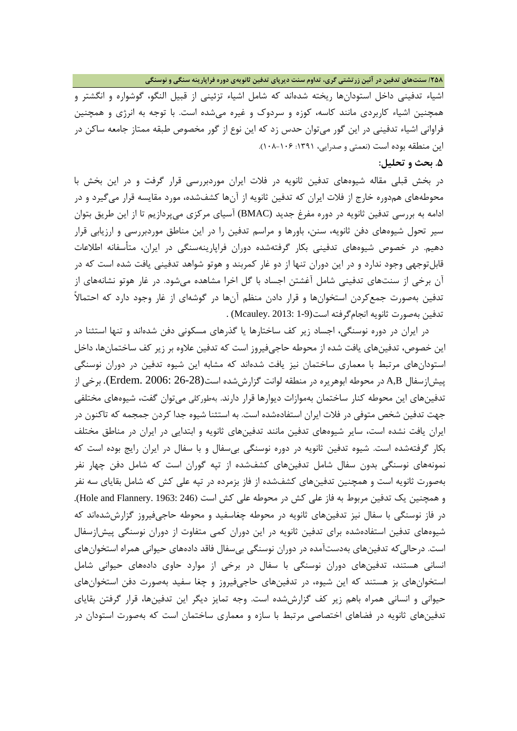اشیاء تدفینی داخل استودان‌ها ریخته شده‌اند که شامل اشیاء تزئینی از قبیل النگو، گوشواره و انگشتر و همچنین اشیاء کاربردی مانند کاسه، کوزه و سردوک و غیره می‌شده است. با توجه به انرژی و همچنین فراوانی اشیاء تدفینی در این گور می‌توان حدس زد که این نوع از گور مخصوص طبقه ممتاز جامعه ساکن در این منطقه بوده است (نعمتی و صدرایی، ۱۳۹۱: ۱۰۶-۱۰۸).

## ۵. بحث و تحلیل:

در بخش قبلی مقاله شیوه‌های تدفین ثانویه در فلات ایران موردبررسی قرار گرفت و در این بخش با محوطه‌های هم‌دوره خارج از فلات ایران که تدفین ثانویه از آن‌ها کشف‌شده، مورد مقایسه قرار می‌گیرد و در ادامه به بررسی تدفین ثانویه در دوره مفرغ جدید (BMAC) آسیای مرکزی می‌پردازیم تا از این طریق بتوان سیر تحول شیوه‌های دفن ثانویه، سنن، باورها و مراسم تدفین را در این مناطق موردبررسی و ارزیابی قرار دهیم. در خصوص شیوه‌های تدفینی بکار گرفته‌شده دوران فراپارینه‌سنگی در ایران، متأسفانه اطلاعات قابل‌توجهی وجود ندارد و در این دوران تنها از دو غار کمربند و هوتو شواهد تدفینی یافت شده است که در آن برخی از سنت‌های تدفینی شامل آغشتن اجساد با گل اخرا مشاهده می‌شود. در غار هوتو نشانه‌های از تدفین به‌صورت جمع‌کردن استخوان‌ها و قرار دادن منظم آن‌ها در گوشه‌ای از غار وجود دارد که احتمالاً تدفین به‌صورت ثانویه انجام‌گرفته است(Mcauley. 2013: 1-9) .

در ایران در دوره نوسنگی، اجساد زیر کف ساختارها یا گذرهای مسکونی دفن شده‌اند و تنها استثنا در این خصوص، تدفین‌های یافت شده از محوطه حاجی‌فیروز است که تدفین علاوه بر زیر کف ساختمان‌ها، داخل استودان‌های مرتبط با معماری ساختمان نیز یافت شده‌اند که مشابه این شیوه تدفین در دوران نوسنگی پیش‌ازسفال A,B در محوطه ابوهریره در منطقه لوانت گزارش‌شده است(Erdem. 2006: 26-28). برخی از تدفین‌های این محوطه کنار ساختمان به‌موازات دیوارها قرار دارند. به‌طورکلی می‌توان گفت، شیوه‌های مختلفی جهت تدفین شخص متوفی در فلات ایران استفاده‌شده است. به استثنا شیوه جدا کردن جمجمه که تاکنون در ایران یافت نشده است، سایر شیوه‌های تدفین مانند تدفین‌های ثانویه و ابتدایی در ایران در مناطق مختلف بکار گرفته‌شده است. شیوه تدفین ثانویه در دوره نوسنگی بی‌سفال و با سفال در ایران رایج بوده است که نمونه‌های نوسنگی بدون سفال شامل تدفین‌های کشف‌شده از تپه گوران است که شامل دفن چهار نفر به‌صورت ثانویه است و همچنین تدفین‌های کشف‌شده از فاز بزمرده در تپه علی کش که شامل بقایای سه نفر و همچنین یک تدفین مربوط به فاز علی کش در محوطه علی کش است (Hole and Flannery. 1963: 246). در فاز نوسنگی با سفال نیز تدفین‌های ثانویه در محوطه چغاسفید و محوطه حاجی‌فیروز گزارش‌شده‌اند که شیوه‌های تدفین استفاده‌شده برای تدفین ثانویه در این دوران کمی متفاوت از دوران نوسنگی پیش‌ازسفال است. درحالی‌که تدفین‌های به‌دست‌آمده در دوران نوسنگی بی‌سفال فاقد داده‌های حیوانی همراه استخوان‌های انسانی هستند، تدفین‌های دوران نوسنگی با سفال در برخی از موارد حاوی داده‌های حیوانی شامل استخوان‌های بز هستند که این شیوه، در تدفین‌های حاجی‌فیروز و چغا سفید به‌صورت دفن استخوان‌های حیوانی و انسانی همراه باهم زیر کف گزارش‌شده است. وجه تمایز دیگر این تدفین‌ها، قرار گرفتن بقایای تدفین‌های ثانویه در فضاهای اختصاصی مرتبط با سازه و معماری ساختمان است که به‌صورت استودان در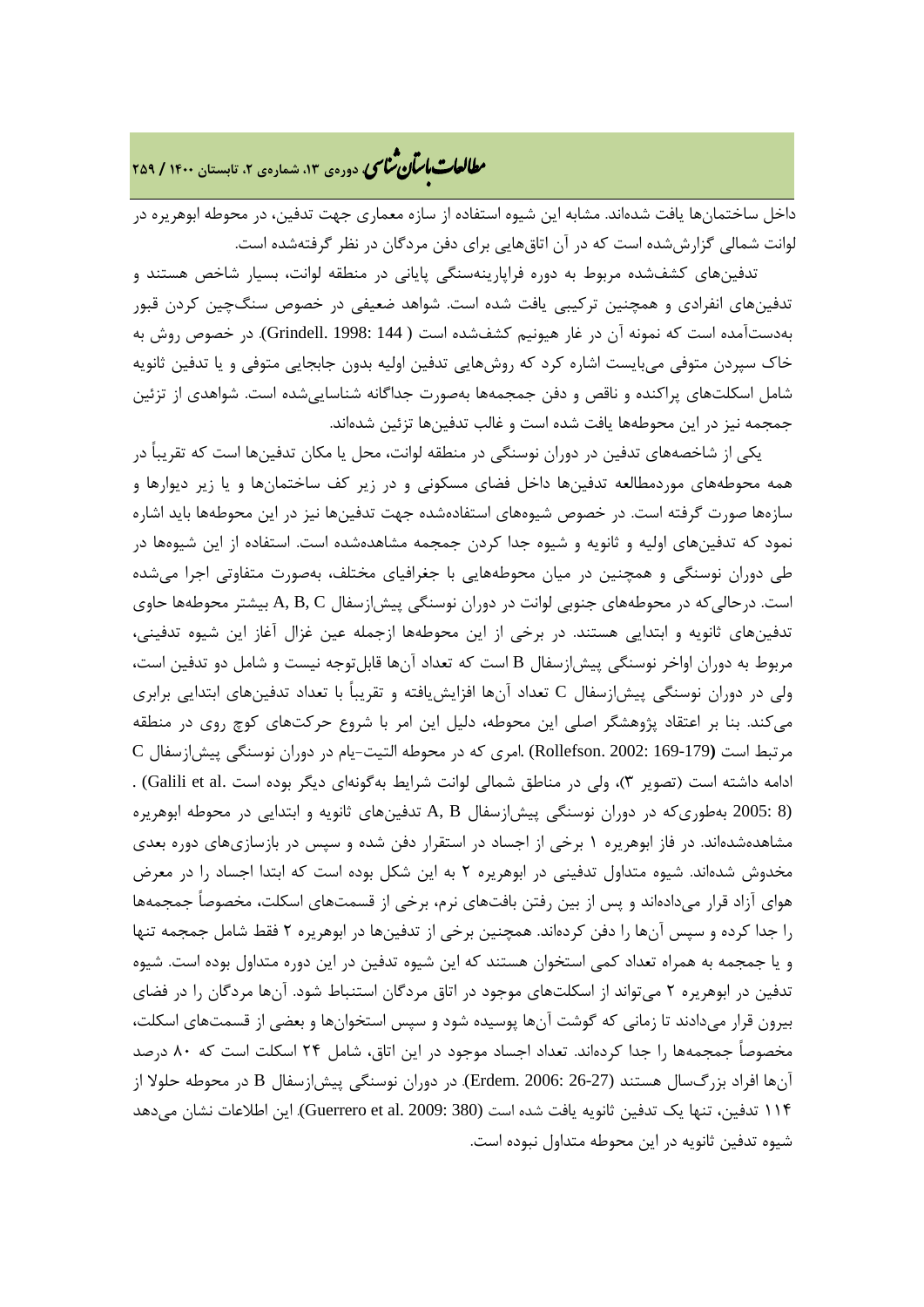داخل ساختمان‌ها یافت شده‌اند. مشابه این شیوه استفاده از سازه معماری جهت تدفین، در محوطه ابوهریره در لوانت شمالی گزارش‌شده است که در آن اتاق‌هایی برای دفن مردگان در نظر گرفته‌شده است.

تدفین‌های کشف‌شده مربوط به دوره فراپارینه‌سنگی پایانی در منطقه لوانت، بسیار شاخص هستند و تدفین‌های انفرادی و همچنین ترکیبی یافت شده است. شواهد ضعیفی در خصوص سنگ‌چین کردن قبور به‌دست‌آمده است که نمونه آن در غار هیونیم کشف‌شده است (Grindell. 1998: 144). در خصوص روش به خاک سپردن متوفی می‌بایست اشاره کرد که روش‌هایی تدفین اولیه بدون جابجایی متوفی و یا تدفین ثانویه شامل اسکلت‌های پراکنده و ناقص و دفن جمجمه‌ها به‌صورت جداگانه شناسایی‌شده است. شواهدی از تزئین جمجمه نیز در این محوطه‌ها یافت شده است و غالب تدفین‌ها تزئین شده‌اند.

یکی از شاخصه‌های تدفین در دوران نوسنگی در منطقه لوانت، محل یا مکان تدفین‌ها است که تقریباً در همه محوطه‌های موردمطالعه تدفین‌ها داخل فضای مسکونی و در زیر کف ساختمان‌ها و یا زیر دیوارها و سازه‌ها صورت گرفته است. در خصوص شیوه‌های استفاده‌شده جهت تدفین‌ها نیز در این محوطه‌ها باید اشاره نمود که تدفین‌های اولیه و ثانویه و شیوه جدا کردن جمجمه مشاهده‌شده است. استفاده از این شیوه‌ها در طی دوران نوسنگی و همچنین در میان محوطه‌هایی با جغرافیای مختلف، به‌صورت متفاوتی اجرا می‌شده است. درحالی‌که در محوطه‌های جنوبی لوانت در دوران نوسنگی پیش‌ازسفال A, B, C بیشتر محوطه‌ها حاوی تدفین‌های ثانویه و ابتدایی هستند. در برخی از این محوطه‌ها ازجمله عین غزال آغاز این شیوه تدفینی، مربوط به دوران اواخر نوسنگی پیش‌ازسفال B است که تعداد آن‌ها قابل‌توجه نیست و شامل دو تدفین است، ولی در دوران نوسنگی پیش‌ازسفال C تعداد آن‌ها افزایش‌یافته و تقریباً با تعداد تدفین‌های ابتدایی برابری می‌کند. بنا بر اعتقاد پژوهشگر اصلی این محوطه، دلیل این امر با شروع حرکت‌های کوچ روی در منطقه مرتبط است (Rollefson. 2002: 169-179). امری که در محوطه التیت-یام در دوران نوسنگی پیش‌ازسفال C ادامه داشته است (تصویر ۳)، ولی در مناطق شمالی لوانت شرایط به‌گونه‌ای دیگر بوده است (Galili et al. 2005: 8). به‌طوری‌که در دوران نوسنگی پیش‌ازسفال A, B تدفین‌های ثانویه و ابتدایی در محوطه ابوهریره مشاهده‌شده‌اند. در فاز ابوهریره ۱ برخی از اجساد در استقرار دفن شده و سپس در بازسازی‌های دوره بعدی مخدوش شده‌اند. شیوه متداول تدفینی در ابوهریره ۲ به این شکل بوده است که ابتدا اجساد را در معرض هوای آزاد قرار می‌داده‌اند و پس از بین رفتن بافت‌های نرم، برخی از قسمت‌های اسکلت، مخصوصاً جمجمه‌ها را جدا کرده و سپس آن‌ها را دفن کرده‌اند. همچنین برخی از تدفین‌ها در ابوهریره ۲ فقط شامل جمجمه تنها و یا جمجمه به همراه تعداد کمی استخوان هستند که این شیوه تدفین در این دوره متداول بوده است. شیوه تدفین در ابوهریره ۲ می‌تواند از اسکلت‌های موجود در اتاق مردگان استنباط شود. آن‌ها مردگان را در فضای بیرون قرار می‌دادند تا زمانی که گوشت آن‌ها پوسیده شود و سپس استخوان‌ها و بعضی از قسمت‌های اسکلت، مخصوصاً جمجمه‌ها را جدا کرده‌اند. تعداد اجساد موجود در این اتاق، شامل ۲۴ اسکلت است که ۸۰ درصد آن‌ها افراد بزرگ‌سال هستند (Erdem. 2006: 26-27). در دوران نوسنگی پیش‌ازسفال B در محوطه حلولا از ۱۱۴ تدفین، تنها یک تدفین ثانویه یافت شده است (Guerrero et al. 2009: 380). این اطلاعات نشان می‌دهد شیوه تدفین ثانویه در این محوطه متداول نبوده است.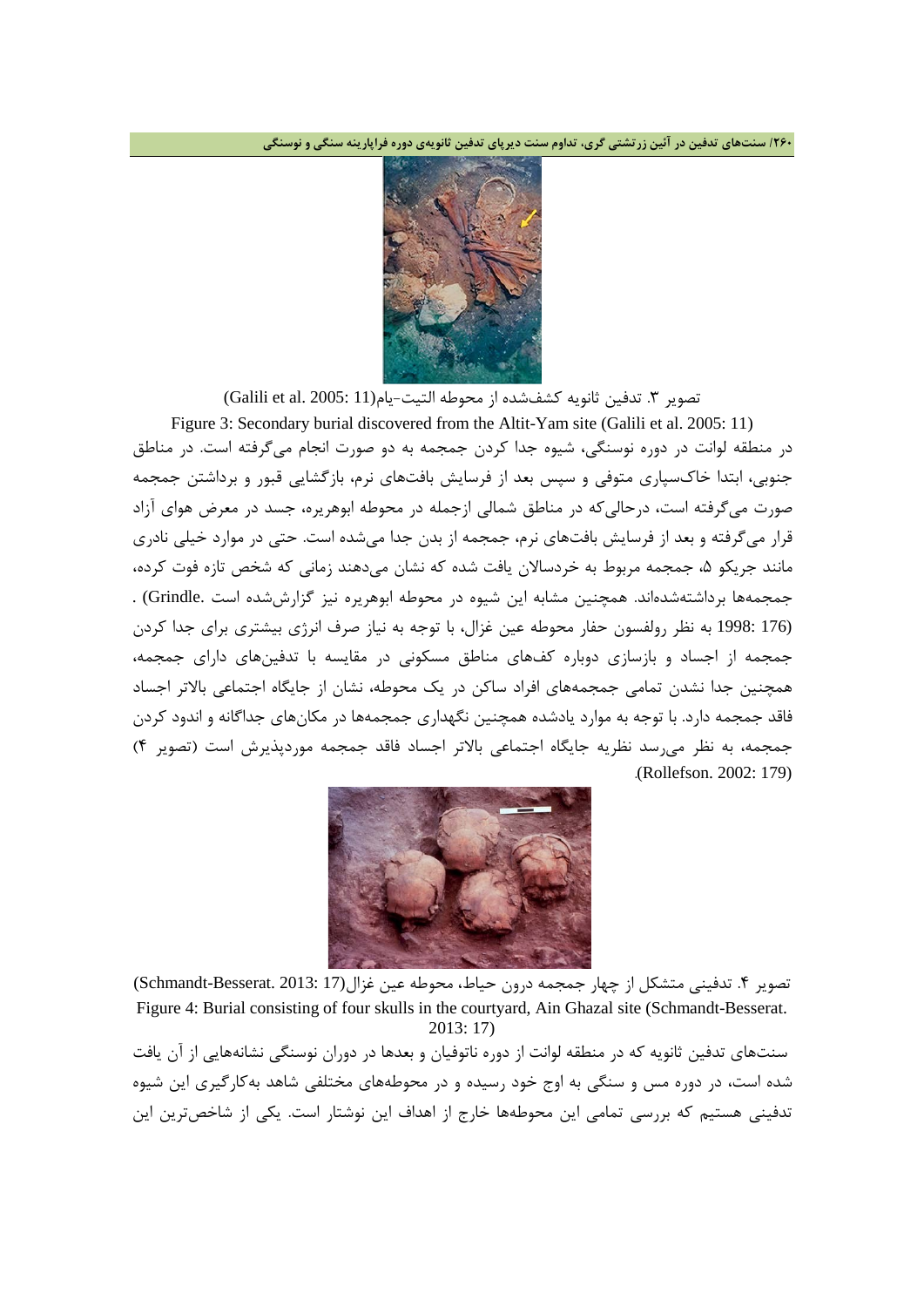تصویر ۳. تدفین ثانویه کشف‌شده از محوطه التیت-یام(Galili et al. 2005: 11)

Figure 3: Secondary burial discovered from the Altit-Yam site (Galili et al. 2005: 11)

در منطقه لوانت در دوره نوسنگی، شیوه جدا کردن جمجمه به دو صورت انجام می‌گرفته است. در مناطق جنوبی، ابتدا خاک‌سپاری متوفی و سپس بعد از فرسایش بافت‌های نرم، بازگشایی قبور و برداشتن جمجمه صورت می‌گرفته است، درحالی‌که در مناطق شمالی ازجمله در محوطه ابوهریره، جسد در معرض هوای آزاد قرار می‌گرفته و بعد از فرسایش بافت‌های نرم، جمجمه از بدن جدا می‌شده است. حتی در موارد خیلی نادری مانند جریکو ۵، جمجمه مربوط به خردسالان یافت شده که نشان می‌دهند زمانی که شخص تازه فوت کرده، جمجمه‌ها برداشته‌شده‌اند. همچنین مشابه این شیوه در محوطه ابوهریره نیز گزارش‌شده است .Grindle) . (176 :1998 به نظر رولفسون حفار محوطه عین غزال، با توجه به نیاز صرف انرژی بیشتری برای جدا کردن جمجمه از اجساد و بازسازی دوباره کف‌های مناطق مسکونی در مقایسه با تدفین‌های دارای جمجمه، همچنین جدا نشدن تمامی جمجمه‌های افراد ساکن در یک محوطه، نشان از جایگاه اجتماعی بالاتر اجساد فاقد جمجمه دارد. با توجه به موارد یادشده همچنین نگهداری جمجمه‌ها در مکان‌های جداگانه و اندود کردن جمجمه، به نظر می‌رسد نظریه جایگاه اجتماعی بالاتر اجساد فاقد جمجمه موردپذیرش است (تصویر ۴) .(Rollefson. 2002: 179)

تصویر ۴. تدفینی متشکل از چهار جمجمه درون حیاط، محوطه عین غزال(Schmandt-Besserat. 2013: 17)

Figure 4: Burial consisting of four skulls in the courtyard, Ain Ghazal site (Schmandt-Besserat. 2013: 17)

سنت‌های تدفین ثانویه که در منطقه لوانت از دوره ناتوفیان و بعدها در دوران نوسنگی نشانه‌هایی از آن یافت شده است، در دوره مس و سنگی به اوج خود رسیده و در محوطه‌های مختلفی شاهد به‌کارگیری این شیوه تدفینی هستیم که بررسی تمامی این محوطه‌ها خارج از اهداف این نوشتار است. یکی از شاخص‌ترین این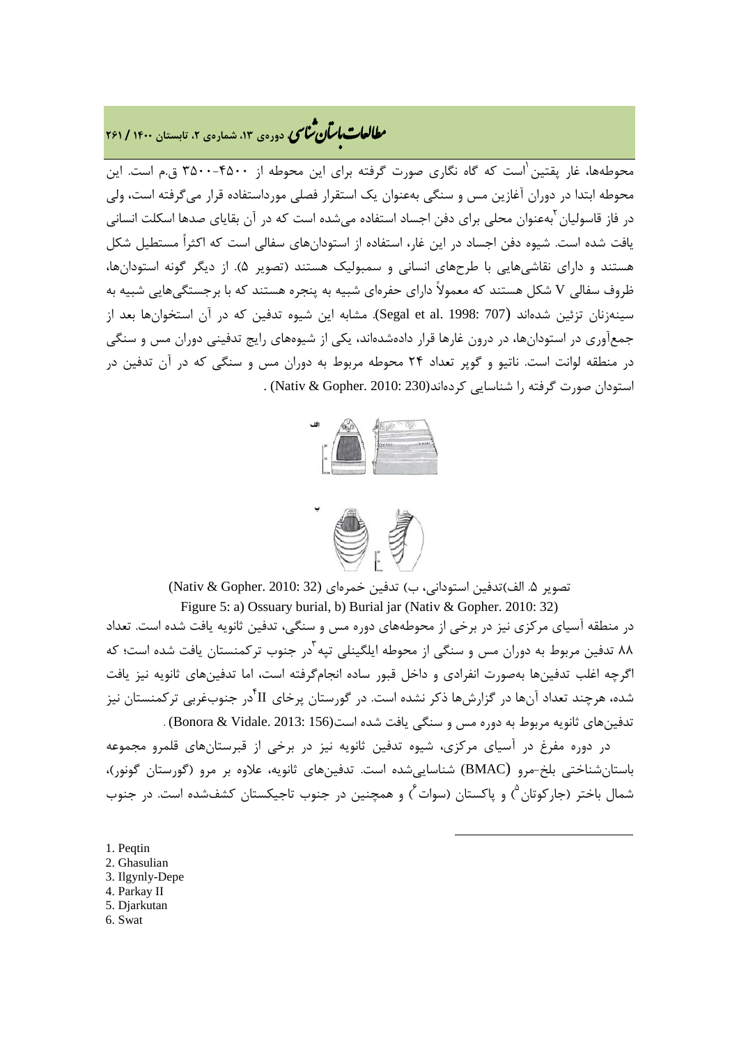محوطه‌ها، غار پقتین[1] است که گاه نگاری صورت گرفته برای این محوطه از ۴۵۰۰-۳۵۰۰ ق.م است. این محوطه ابتدا در دوران آغازین مس و سنگی به‌عنوان یک استقرار فصلی مورداستفاده قرار می‌گرفته است، ولی در فاز قاسولیان[2] به‌عنوان محلی برای دفن اجساد استفاده می‌شده است که در آن بقایای صدها اسکلت انسانی یافت شده است. شیوه دفن اجساد در این غار، استفاده از استودان‌های سفالی است که اکثراً مستطیل شکل هستند و دارای نقاشی‌هایی با طرح‌های انسانی و سمبولیک هستند (تصویر ۵). از دیگر گونه استودان‌ها، ظروف سفالی V شکل هستند که معمولاً دارای حفره‌ای شبیه به پنجره هستند که با برجستگی‌هایی شبیه به سینه‌زنان تزئین شده‌اند (Segal et al. 1998: 707). مشابه این شیوه تدفین که در آن استخوان‌ها بعد از جمع‌آوری در استودان‌ها، در درون غارها قرار داده‌شده‌اند، یکی از شیوه‌های رایج تدفینی دوران مس و سنگی در منطقه لوانت است. ناتیو و گوپر تعداد ۲۴ محوطه مربوط به دوران مس و سنگی که در آن تدفین در استودان صورت گرفته را شناسایی کرده‌اند(Nativ & Gopher. 2010: 230) .

تصویر ۵. الف)تدفین استودانی، ب) تدفین خمره‌ای (Nativ & Gopher. 2010: 32)

Figure 5: a) Ossuary burial, b) Burial jar (Nativ & Gopher. 2010: 32)

در منطقه آسیای مرکزی نیز در برخی از محوطه‌های دوره مس و سنگی، تدفین ثانویه یافت شده است. تعداد ۸۸ تدفین مربوط به دوران مس و سنگی از محوطه ایلگینلی تپه[3] در جنوب ترکمنستان یافت شده است؛ که اگرچه اغلب تدفین‌ها به‌صورت انفرادی و داخل قبور ساده انجام‌گرفته است، اما تدفین‌های ثانویه نیز یافت شده، هرچند تعداد آن‌ها در گزارش‌ها ذکر نشده است. در گورستان پرخای II[4] در جنوب‌غربی ترکمنستان نیز تدفین‌های ثانویه مربوط به دوره مس و سنگی یافت شده است(Bonora & Vidale. 2013: 156) .

در دوره مفرغ در آسیای مرکزی، شیوه تدفین ثانویه نیز در برخی از قبرستان‌های قلمرو مجموعه باستان‌شناختی بلخ-مرو (BMAC) شناسایی‌شده است. تدفین‌های ثانویه، علاوه بر مرو (گورستان گونور)، شمال باختر (جارکوتان[5]) و پاکستان (سوات[6]) و همچنین در جنوب تاجیکستان کشف‌شده است. در جنوب

1. Peqtin
2. Ghasulian
3. Ilgynly-Depe
4. Parkay II
5. Djarkutan
6. Swat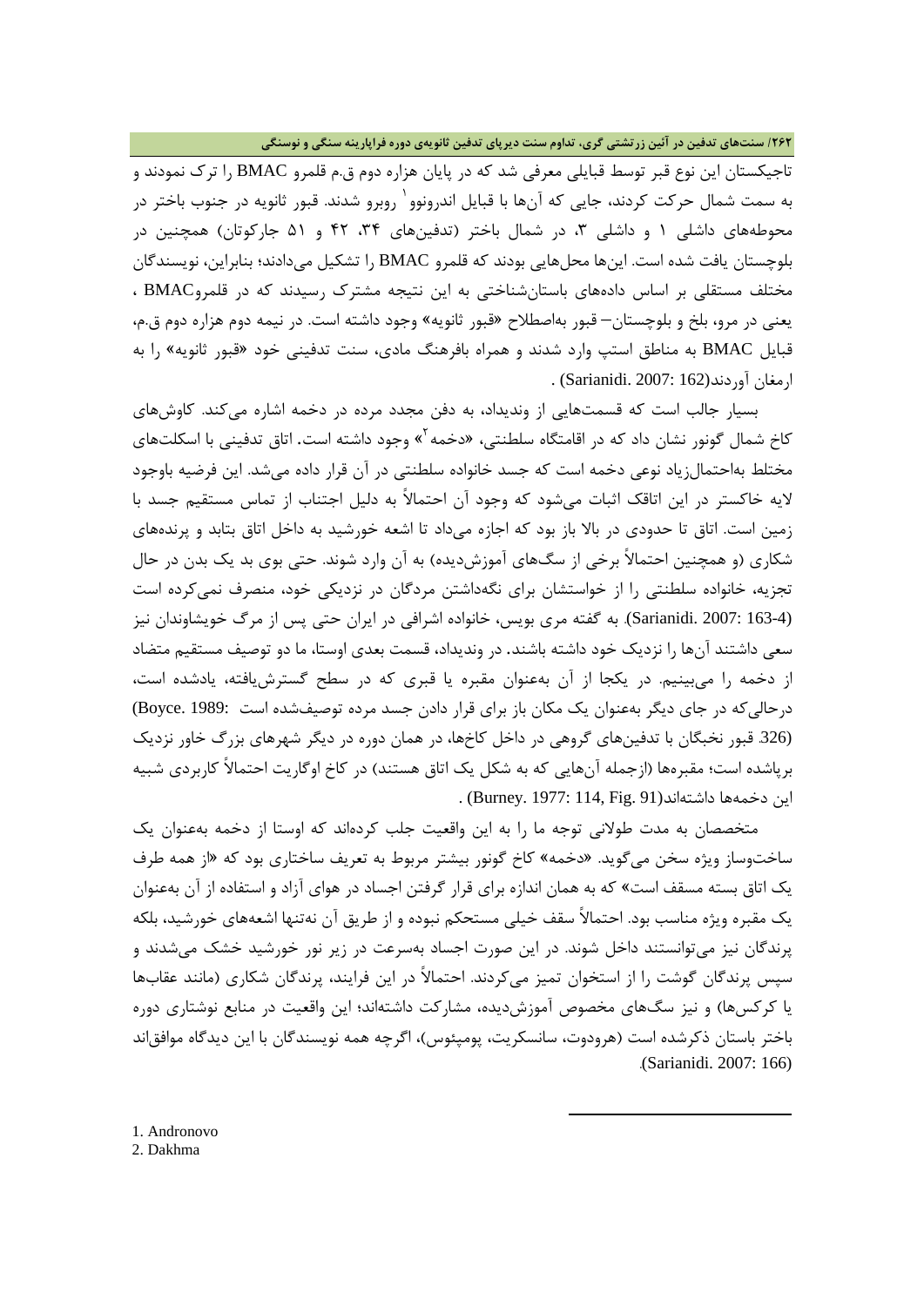تاجیکستان این نوع قبر توسط قبایلی معرفی شد که در پایان هزاره دوم ق.م قلمرو BMAC را ترک نمودند و به سمت شمال حرکت کردند، جایی که آن‌ها با قبایل اندرونوو[1] روبرو شدند. قبور ثانویه در جنوب باختر در محوطه‌های داشلی ۱ و داشلی ۳، در شمال باختر (تدفین‌های ۳۴، ۴۲ و ۵۱ جارکوتان) همچنین در بلوچستان یافت شده است. این‌ها محل‌هایی بودند که قلمرو BMAC را تشکیل می‌دادند؛ بنابراین، نویسندگان مختلف مستقلی بر اساس داده‌های باستان‌شناختی به این نتیجه مشترک رسیدند که در قلمروBMAC ، یعنی در مرو، بلخ و بلوچستان– قبور به‌اصطلاح «قبور ثانویه» وجود داشته است. در نیمه دوم هزاره دوم ق.م، قبایل BMAC به مناطق استپ وارد شدند و همراه بافرهنگ مادی، سنت تدفینی خود «قبور ثانویه» را به ارمغان آوردند(Sarianidi. 2007: 162) .

بسیار جالب است که قسمت‌هایی از وندیداد، به دفن مجدد مرده در دخمه اشاره می‌کند. کاوش‌های کاخ شمال گونور نشان داد که در اقامتگاه سلطنتی، «دخمه[2]» وجود داشته است. اتاق تدفینی با اسکلت‌های مختلط به‌احتمال‌زیاد نوعی دخمه است که جسد خانواده سلطنتی در آن قرار داده می‌شد. این فرضیه باوجود لایه خاکستر در این اتاقک اثبات می‌شود که وجود آن احتمالاً به دلیل اجتناب از تماس مستقیم جسد با زمین است. اتاق تا حدودی در بالا باز بود که اجازه می‌داد تا اشعه خورشید به داخل اتاق بتابد و پرنده‌های شکاری (و همچنین احتمالاً برخی از سگ‌های آموزش‌دیده) به آن وارد شوند. حتی بوی بد یک بدن در حال تجزیه، خانواده سلطنتی را از خواستشان برای نگه‌داشتن مردگان در نزدیکی خود، منصرف نمی‌کرده است (Sarianidi. 2007: 163-4). به گفته مری بویس، خانواده اشرافی در ایران حتی پس از مرگ خویشاوندان نیز سعی داشتند آن‌ها را نزدیک خود داشته باشند. در وندیداد، قسمت بعدی اوستا، ما دو توصیف مستقیم متضاد از دخمه را می‌بینیم. در یکجا از آن به‌عنوان مقبره یا قبری که در سطح گسترش‌یافته، یادشده است، درحالی‌که در جای دیگر به‌عنوان یک مکان باز برای قرار دادن جسد مرده توصیف‌شده است (Boyce. 1989: 326). قبور نخبگان با تدفین‌های گروهی در داخل کاخ‌ها، در همان دوره در دیگر شهرهای بزرگ خاور نزدیک برپاشده است؛ مقبره‌ها (ازجمله آن‌هایی که به شکل یک اتاق هستند) در کاخ اوگاریت احتمالاً کاربردی شبیه این دخمه‌ها داشته‌اند(Burney. 1977: 114, Fig. 91) .

متخصصان به مدت طولانی توجه ما را به این واقعیت جلب کرده‌اند که اوستا از دخمه به‌عنوان یک ساخت‌وساز ویژه سخن می‌گوید. «دخمه» کاخ گونور بیشتر مربوط به تعریف ساختاری بود که «از همه طرف یک اتاق بسته مسقف است» که به همان اندازه برای قرار گرفتن اجساد در هوای آزاد و استفاده از آن به‌عنوان یک مقبره ویژه مناسب بود. احتمالاً سقف خیلی مستحکم نبوده و از طریق آن نه‌تنها اشعه‌های خورشید، بلکه پرندگان نیز می‌توانستند داخل شوند. در این صورت اجساد به‌سرعت در زیر نور خورشید خشک می‌شدند و سپس پرندگان گوشت را از استخوان تمیز می‌کردند. احتمالاً در این فرایند، پرندگان شکاری (مانند عقاب‌ها یا کرکس‌ها) و نیز سگ‌های مخصوص آموزش‌دیده، مشارکت داشته‌اند؛ این واقعیت در منابع نوشتاری دوره باختر باستان ذکرشده است (هرودوت، سانسکریت، پومپئوس)، اگرچه همه نویسندگان با این دیدگاه موافق‌اند (Sarianidi. 2007: 166).

---

1. Andronovo
2. Dakhma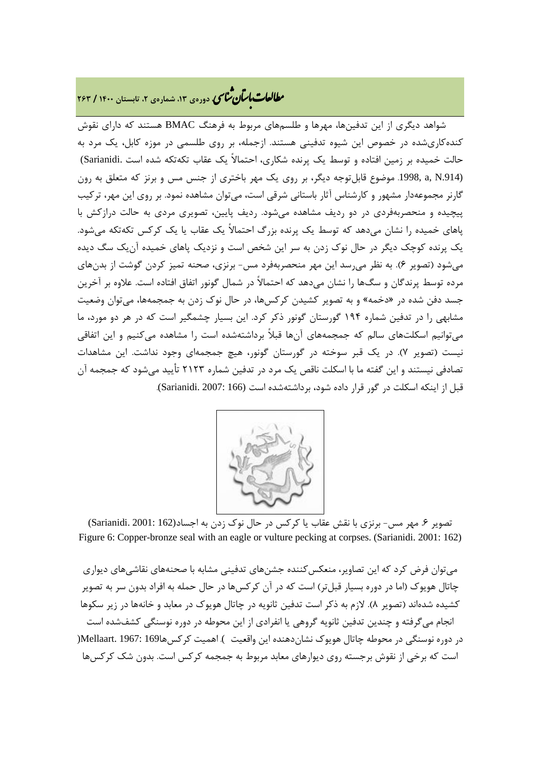شواهد دیگری از این تدفین‌ها، مهرها و طلسم‌های مربوط به فرهنگ BMAC هستند که دارای نقوش کنده‌کاری‌شده در خصوص این شیوه تدفینی هستند. ازجمله، بر روی طلسمی در موزه کابل، یک مرد به حالت خمیده بر زمین افتاده و توسط یک پرنده شکاری، احتمالاً یک عقاب تکه‌تکه شده است (Sarianidi. 1998, a, N.914). موضوع قابل‌توجه دیگر، بر روی یک مهر باختری از جنس مس و برنز که متعلق به رون گارنر مجموعه‌دار مشهور و کارشناس آثار باستانی شرقی است، می‌توان مشاهده نمود. بر روی این مهر، ترکیب پیچیده و منحصربه‌فردی در دو ردیف مشاهده می‌شود. ردیف پایین، تصویری مردی به حالت درازکش با پاهای خمیده را نشان می‌دهد که توسط یک پرنده بزرگ احتمالاً یک عقاب یا یک کرکس تکه‌تکه می‌شود. یک پرنده کوچک دیگر در حال نوک زدن به سر این شخص است و نزدیک پاهای خمیده آن‌یک سگ دیده می‌شود (تصویر ۶). به نظر می‌رسد این مهر منحصربه‌فرد مس- برنزی، صحنه تمیز کردن گوشت از بدن‌های مرده توسط پرندگان و سگ‌ها را نشان می‌دهد که احتمالاً در شمال گونور اتفاق افتاده است. علاوه بر آخرین جسد دفن شده در «دخمه» و به تصویر کشیدن کرکس‌ها، در حال نوک زدن به جمجمه‌ها، می‌توان وضعیت مشابهی را در تدفین شماره ۱۹۴ گورستان گونور ذکر کرد. این بسیار چشمگیر است که در هر دو مورد، ما می‌توانیم اسکلت‌های سالم که جمجمه‌های آن‌ها قبلاً برداشته‌شده است را مشاهده می‌کنیم و این اتفاقی نیست (تصویر ۷). در یک قبر سوخته در گورستان گونور، هیچ جمجمه‌ای وجود نداشت. این مشاهدات تصادفی نیستند و این گفته ما با اسکلت ناقص یک مرد در تدفین شماره ۲۱۲۳ تأیید می‌شود که جمجمه آن قبل از اینکه اسکلت در گور قرار داده شود، برداشته‌شده است (Sarianidi. 2007: 166).

تصویر ۶. مهر مس- برنزی با نقش عقاب یا کرکس در حال نوک زدن به اجساد(Sarianidi. 2001: 162)

Figure 6: Copper-bronze seal with an eagle or vulture pecking at corpses. (Sarianidi. 2001: 162)

می‌توان فرض کرد که این تصاویر، منعکس‌کننده جشن‌های تدفینی مشابه با صحنه‌های نقاشی‌های دیواری چاتال هویوک (اما در دوره بسیار قبل‌تر) است که در آن کرکس‌ها در حال حمله به افراد بدون سر به تصویر کشیده شده‌اند (تصویر ۸). لازم به ذکر است تدفین ثانویه در چاتال هویوک در معابد و خانه‌ها در زیر سکوها انجام می‌گرفته و چندین تدفین ثانویه گروهی یا انفرادی از این محوطه در دوره نوسنگی کشف‌شده است (Mellaart. 1967: 169). اهمیت کرکس‌ها در دوره نوسنگی در محوطه چاتال هویوک نشان‌دهنده این واقعیت است که برخی از نقوش برجسته روی دیوارهای معابد مربوط به جمجمه کرکس است. بدون شک کرکس‌ها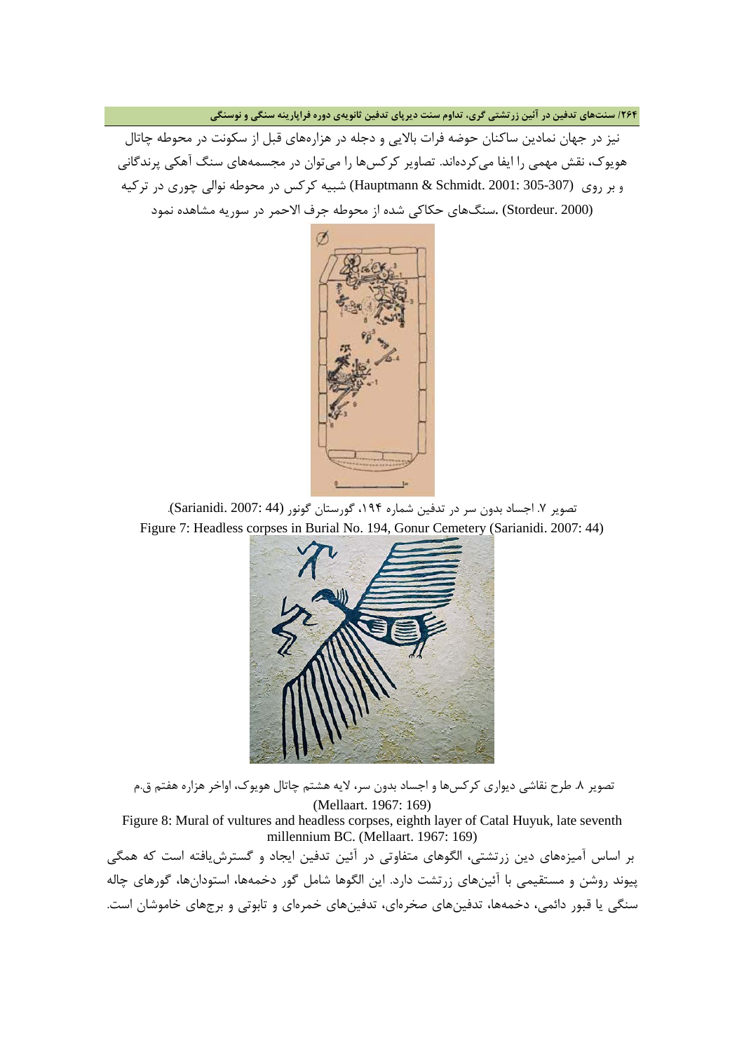نیز در جهان نمادین ساکنان حوضه فرات بالایی و دجله در هزاره‌های قبل از سکونت در محوطه چاتال هویوک، نقش مهمی را ایفا می‌کرده‌اند. تصاویر کرکس‌ها را می‌توان در مجسمه‌های سنگ آهکی پرندگانی شبیه کرکس در محوطه نوالی چوری در ترکیه (Hauptmann & Schmidt. 2001: 305-307) و بر روی سنگ‌های حکاکی شده از محوطه جرف الاحمر در سوریه مشاهده نمود (Stordeur. 2000).

تصویر ۷. اجساد بدون سر در تدفین شماره ۱۹۴، گورستان گونور (Sarianidi. 2007: 44).

Figure 7: Headless corpses in Burial No. 194, Gonur Cemetery (Sarianidi. 2007: 44)

تصویر ۸. طرح نقاشی دیواری کرکس‌ها و اجساد بدون سر، لایه هشتم چاتال هویوک، اواخر هزاره هفتم ق.م (Mellaart. 1967: 169)

Figure 8: Mural of vultures and headless corpses, eighth layer of Catal Huyuk, late seventh millennium BC. (Mellaart. 1967: 169)

بر اساس آمیزه‌های دین زرتشتی، الگوهای متفاوتی در آئین تدفین ایجاد و گسترش‌یافته است که همگی پیوند روشن و مستقیمی با آئین‌های زرتشت دارد. این الگوها شامل گور دخمه‌ها، استودان‌ها، گورهای چاله سنگی یا قبور دائمی، دخمه‌ها، تدفین‌های صخره‌ای، تدفین‌های خمره‌ای و تابوتی و برج‌های خاموشان است.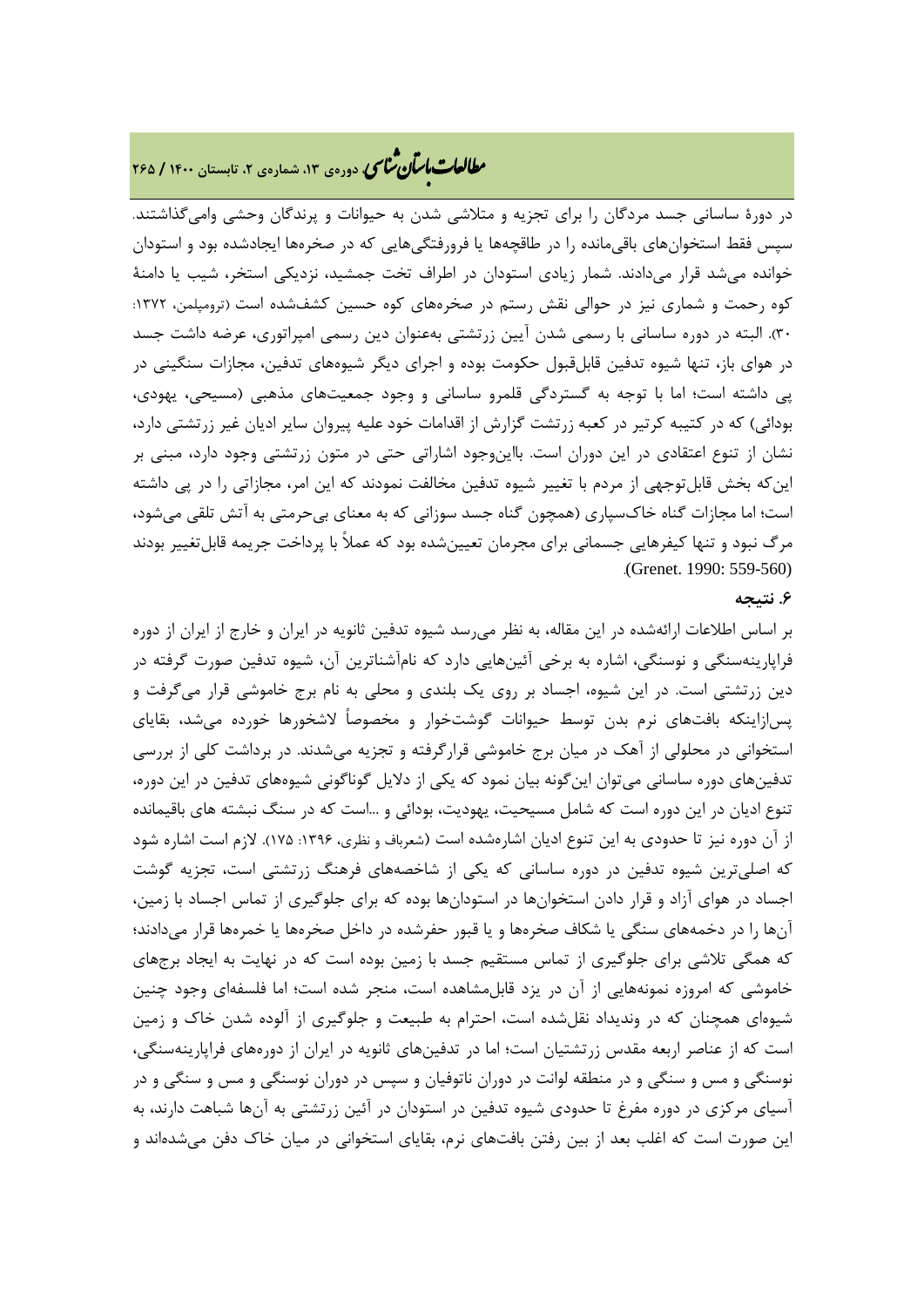در دورۀ ساسانی جسد مردگان را برای تجزیه و متلاشی شدن به حیوانات و پرندگان وحشی وامی‌گذاشتند. سپس فقط استخوان‌های باقی‌مانده را در طاقچه‌ها یا فرورفتگی‌هایی که در صخره‌ها ایجادشده بود و استودان خوانده می‌شد قرار می‌دادند. شمار زیادی استودان در اطراف تخت جمشید، نزدیکی استخر، شیب یا دامنۀ کوه رحمت و شماری نیز در حوالی نقش رستم در صخره‌های کوه حسین کشف‌شده است (ترومپلمن، ۱۳۷۲: ۳۰). البته در دوره ساسانی با رسمی شدن آیین زرتشتی به‌عنوان دین رسمی امپراتوری، عرضه داشت جسد در هوای باز، تنها شیوه تدفین قابل‌قبول حکومت بوده و اجرای دیگر شیوه‌های تدفین، مجازات سنگینی در پی داشته است؛ اما با توجه به گستردگی قلمرو ساسانی و وجود جمعیت‌های مذهبی (مسیحی، یهودی، بودائی) که در کتیبه کرتیر در کعبه زرتشت گزارش از اقدامات خود علیه پیروان سایر ادیان غیر زرتشتی دارد، نشان از تنوع اعتقادی در این دوران است. بااین‌وجود اشاراتی حتی در متون زرتشتی وجود دارد، مبنی بر این‌که بخش قابل‌توجهی از مردم با تغییر شیوه تدفین مخالفت نمودند که این امر، مجازاتی را در پی داشته است؛ اما مجازات گناه خاک‌سپاری (همچون گناه جسد سوزانی که به معنای بی‌حرمتی به آتش تلقی می‌شود، مرگ نبود و تنها کیفرهایی جسمانی برای مجرمان تعیین‌شده بود که عملاً با پرداخت جریمه قابل‌تغییر بودند (Grenet. 1990: 559-560).

### ۶. نتیجه

بر اساس اطلاعات ارائه‌شده در این مقاله، به نظر می‌رسد شیوه تدفین ثانویه در ایران و خارج از ایران از دوره فراپارینه‌سنگی و نوسنگی، اشاره به برخی آئین‌هایی دارد که نام‌آشناترین آن، شیوه تدفین صورت گرفته در دین زرتشتی است. در این شیوه، اجساد بر روی یک بلندی و محلی به نام برج خاموشی قرار می‌گرفت و پس‌ازاینکه بافت‌های نرم بدن توسط حیوانات گوشت‌خوار و مخصوصاً لاشخورها خورده می‌شد، بقایای استخوانی در محلولی از آهک در میان برج خاموشی قرارگرفته و تجزیه می‌شدند. در برداشت کلی از بررسی تدفین‌های دوره ساسانی می‌توان این‌گونه بیان نمود که یکی از دلایل گوناگونی شیوه‌های تدفین در این دوره، تنوع ادیان در این دوره است که شامل مسیحیت، یهودیت، بودائی و ...است که در سنگ نبشته های باقیمانده از آن دوره نیز تا حدودی به این تنوع ادیان اشاره‌شده است (شعرباف و نظری، ۱۳۹۶: ۱۷۵). لازم است اشاره شود که اصلی‌ترین شیوه تدفین در دوره ساسانی که یکی از شاخصه‌های فرهنگ زرتشتی است، تجزیه گوشت اجساد در هوای آزاد و قرار دادن استخوان‌ها در استودان‌ها بوده که برای جلوگیری از تماس اجساد با زمین، آن‌ها را در دخمه‌های سنگی یا شکاف صخره‌ها و یا قبور حفرشده در داخل صخره‌ها یا خمره‌ها قرار می‌دادند؛ که همگی تلاشی برای جلوگیری از تماس مستقیم جسد با زمین بوده است که در نهایت به ایجاد برج‌های خاموشی که امروزه نمونه‌هایی از آن در یزد قابل‌مشاهده است، منجر شده است؛ اما فلسفه‌ای وجود چنین شیوه‌ای همچنان که در وندیداد نقل‌شده است، احترام به طبیعت و جلوگیری از آلوده شدن خاک و زمین است که از عناصر اربعه مقدس زرتشتیان است؛ اما در تدفین‌های ثانویه در ایران از دوره‌های فراپارینه‌سنگی، نوسنگی و مس و سنگی و در منطقه لوانت در دوران ناتوفیان و سپس در دوران نوسنگی و مس و سنگی و در آسیای مرکزی در دوره مفرغ تا حدودی شیوه تدفین در استودان در آئین زرتشتی به آن‌ها شباهت دارند، به این صورت است که اغلب بعد از بین رفتن بافت‌های نرم، بقایای استخوانی در میان خاک دفن می‌شده‌اند و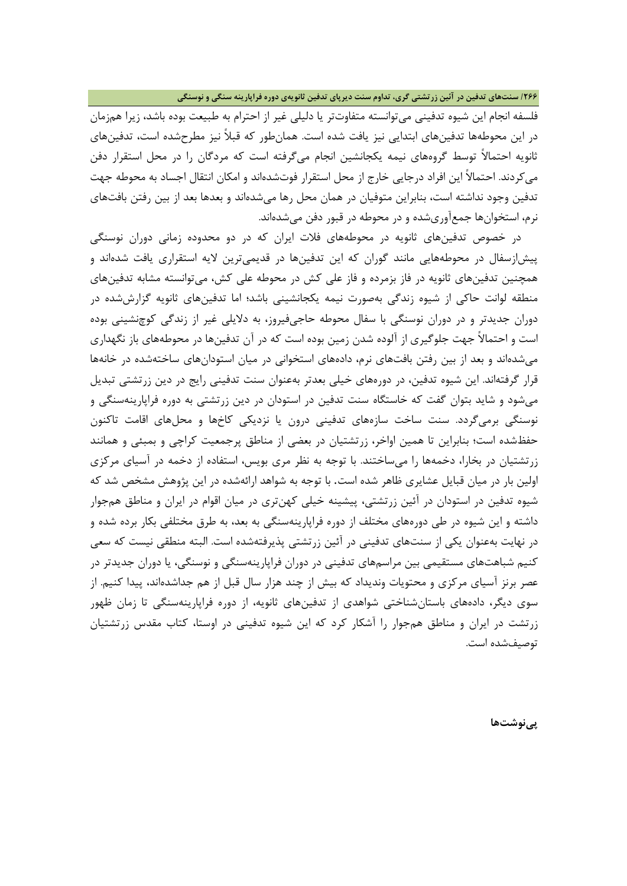فلسفه انجام این شیوه تدفینی می‌توانسته متفاوت‌تر یا دلیلی غیر از احترام به طبیعت بوده باشد، زیرا هم‌زمان در این محوطه‌ها تدفین‌های ابتدایی نیز یافت شده است. همان‌طور که قبلاً نیز مطرح‌شده است، تدفین‌های ثانویه احتمالاً توسط گروه‌های نیمه یکجانشین انجام می‌گرفته است که مردگان را در محل استقرار دفن می‌کردند. احتمالاً این افراد درجایی خارج از محل استقرار فوت‌شده‌اند و امکان انتقال اجساد به محوطه جهت تدفین وجود نداشته است، بنابراین متوفیان در همان محل رها می‌شده‌اند و بعدها بعد از بین رفتن بافت‌های نرم، استخوان‌ها جمع‌آوری‌شده و در محوطه در قبور دفن می‌شده‌اند.

در خصوص تدفین‌های ثانویه در محوطه‌های فلات ایران که در دو محدوده زمانی دوران نوسنگی پیش‌ازسفال در محوطه‌هایی مانند گوران که این تدفین‌ها در قدیمی‌ترین لایه استقراری یافت شده‌اند و همچنین تدفین‌های ثانویه در فاز بزمرده و فاز علی کش در محوطه علی کش، می‌توانسته مشابه تدفین‌های منطقه لوانت حاکی از شیوه زندگی به‌صورت نیمه یکجانشینی باشد؛ اما تدفین‌های ثانویه گزارش‌شده در دوران جدیدتر و در دوران نوسنگی با سفال محوطه حاجی‌فیروز، به دلایلی غیر از زندگی کوچ‌نشینی بوده است و احتمالاً جهت جلوگیری از آلوده شدن زمین بوده است که در آن تدفین‌ها در محوطه‌های باز نگهداری می‌شده‌اند و بعد از بین رفتن بافت‌های نرم، داده‌های استخوانی در میان استودان‌های ساخته‌شده در خانه‌ها قرار گرفته‌اند. این شیوه تدفین، در دوره‌های خیلی بعدتر به‌عنوان سنت تدفینی رایج در دین زرتشتی تبدیل می‌شود و شاید بتوان گفت که خاستگاه سنت تدفین در استودان در دین زرتشتی به دوره فراپارینه‌سنگی و نوسنگی برمی‌گردد. سنت ساخت سازه‌های تدفینی درون یا نزدیکی کاخ‌ها و محل‌های اقامت تاکنون حفظ‌شده است؛ بنابراین تا همین اواخر، زرتشتیان در بعضی از مناطق پرجمعیت کراچی و بمبئی و همانند زرتشتیان در بخارا، دخمه‌ها را می‌ساختند. با توجه به نظر مری بویس، استفاده از دخمه در آسیای مرکزی اولین بار در میان قبایل عشایری ظاهر شده است. با توجه به شواهد ارائه‌شده در این پژوهش مشخص شد که شیوه تدفین در استودان در آئین زرتشتی، پیشینه خیلی کهن‌تری در میان اقوام در ایران و مناطق هم‌جوار داشته و این شیوه در طی دوره‌های مختلف از دوره فراپارینه‌سنگی به بعد، به طرق مختلفی بکار برده شده و در نهایت به‌عنوان یکی از سنت‌های تدفینی در آئین زرتشتی پذیرفته‌شده است. البته منطقی نیست که سعی کنیم شباهت‌های مستقیمی بین مراسم‌های تدفینی در دوران فراپارینه‌سنگی و نوسنگی، یا دوران جدیدتر در عصر برنز آسیای مرکزی و محتویات وندیداد که بیش از چند هزار سال قبل از هم جداشده‌اند، پیدا کنیم. از سوی دیگر، داده‌های باستان‌شناختی شواهدی از تدفین‌های ثانویه، از دوره فراپارینه‌سنگی تا زمان ظهور زرتشت در ایران و مناطق هم‌جوار را آشکار کرد که این شیوه تدفینی در اوستا، کتاب مقدس زرتشتیان توصیف‌شده است.

## پی‌نوشت‌ها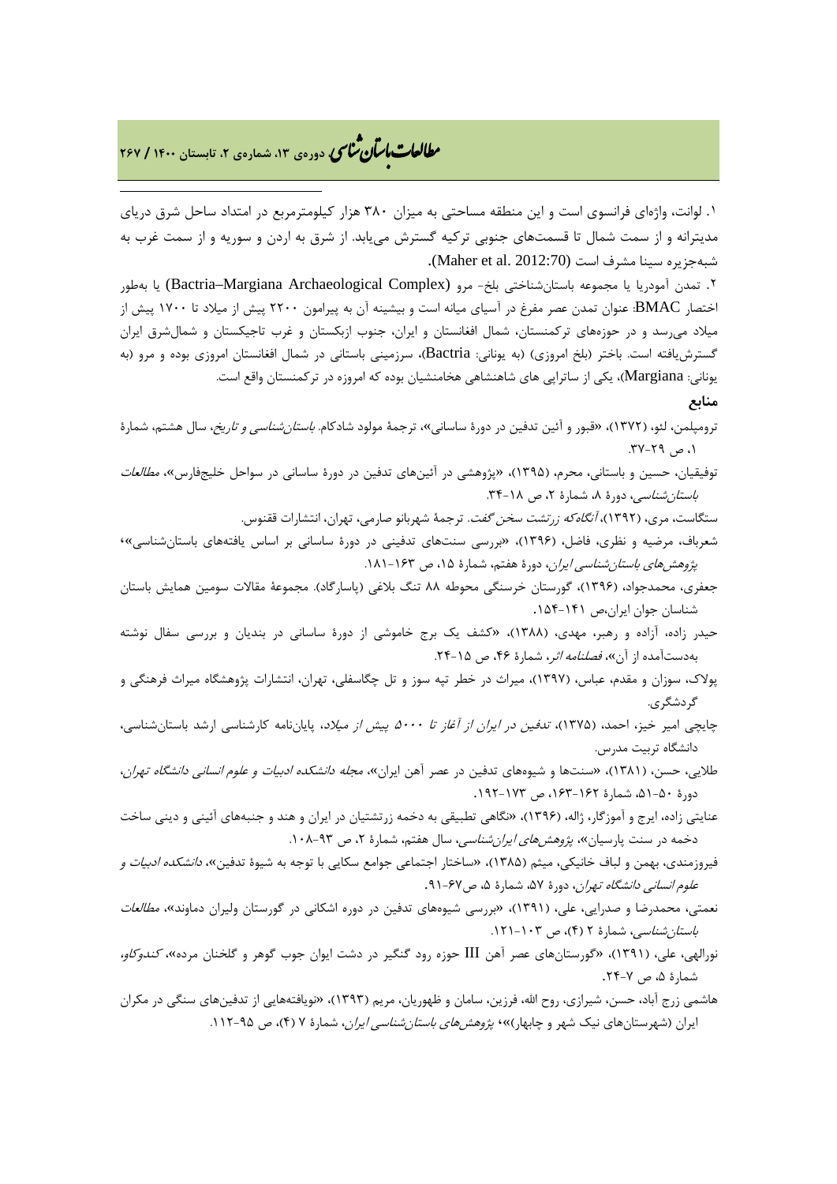۱. لوانت، واژه‌ای فرانسوی است و این منطقه مساحتی به میزان ۳۸۰ هزار کیلومترمربع در امتداد ساحل شرق دریای مدیترانه و از سمت شمال تا قسمت‌های جنوبی ترکیه گسترش می‌یابد. از شرق به اردن و سوریه و از سمت غرب به شبه‌جزیره سینا مشرف است (Maher et al. 2012:70).

۲. تمدن آمودریا یا مجموعه باستان‌شناختی بلخ- مرو (Bactria–Margiana Archaeological Complex) یا به‌طور اختصار BMAC: عنوان تمدن عصر مفرغ در آسیای میانه است و بیشینه آن به پیرامون ۲۲۰۰ پیش از میلاد تا ۱۷۰۰ پیش از میلاد می‌رسد و در حوزه‌های ترکمنستان، شمال افغانستان و ایران، جنوب ازبکستان و غرب تاجیکستان و شمال‌شرق ایران گسترش‌یافته است. باختر (بلخ امروزی) (به یونانی: Bactria)، سرزمینی باستانی در شمال افغانستان امروزی بوده و مرو (به یونانی: Margiana)، یکی از ساتراپی های شاهنشاهی هخامنشیان بوده که امروزه در ترکمنستان واقع است.

## منابع

ترومپلمن، لئو، (۱۳۷۲)، «قبور و آئین تدفین در دورهٔ ساسانی»، ترجمهٔ مولود شادکام. *باستان‌شناسی و تاریخ*، سال هشتم، شمارهٔ ۱، ص ۲۹-۳۷.

توفیقیان، حسین و باستانی، محرم، (۱۳۹۵)، «پژوهشی در آئین‌های تدفین در دورهٔ ساسانی در سواحل خلیج‌فارس»، *مطالعات باستان‌شناسی*، دورهٔ ۸، شمارهٔ ۲، ص ۱۸-۳۴.

ستگاست، مری، (۱۳۹۲)، *آنگاه‌که زرتشت سخن گفت*. ترجمهٔ شهربانو صارمی، تهران، انتشارات ققنوس.

شعرباف، مرضیه و نظری، فاضل، (۱۳۹۶)، «بررسی سنت‌های تدفینی در دورهٔ ساسانی بر اساس یافته‌های باستان‌شناسی»، *پژوهش‌های باستان‌شناسی ایران*، دورهٔ هفتم، شمارهٔ ۱۵، ص ۱۶۳-۱۸۱.

جعفری، محمدجواد، (۱۳۹۶)، گورستان خرسنگی محوطه ۸۸ تنگ بلاغی (پاسارگاد). مجموعهٔ مقالات سومین همایش باستان شناسان جوان ایران،ص ۱۴۱-۱۵۴.

حیدر زاده، آزاده و رهبر، مهدی، (۱۳۸۸)، «کشف یک برج خاموشی از دورهٔ ساسانی در بندیان و بررسی سفال نوشته به‌دست‌آمده از آن»، *فصلنامه اثر*، شمارهٔ ۴۶، ص ۱۵-۲۴.

پولاک، سوزان و مقدم، عباس، (۱۳۹۷)، میراث در خطر تپه سوز و تل چگاسفلی، تهران، انتشارات پژوهشگاه میراث فرهنگی و گردشگری.

چایچی امیر خیز، احمد، (۱۳۷۵)، *تدفین در ایران از آغاز تا ۵۰۰۰ پیش از میلاد*، پایان‌نامه کارشناسی ارشد باستان‌شناسی، دانشگاه تربیت مدرس.

طلایی، حسن، (۱۳۸۱)، «سنت‌ها و شیوه‌های تدفین در عصر آهن ایران»، *مجله دانشکده ادبیات و علوم انسانی دانشگاه تهران*، دورهٔ ۵۰-۵۱، شمارهٔ ۱۶۲-۱۶۳، ص ۱۷۳-۱۹۲.

عنایتی زاده، ایرج و آموزگار، ژاله، (۱۳۹۶)، «نگاهی تطبیقی به دخمه زرتشتیان در ایران و هند و جنبه‌های آئینی و دینی ساخت دخمه در سنت پارسیان»، *پژوهش‌های ایرانشناسی*، سال هفتم، شمارهٔ ۲، ص ۹۳-۱۰۸.

فیروزمندی، بهمن و لباف خانیکی، میثم (۱۳۸۵)، «ساختار اجتماعی جوامع سکایی با توجه به شیوهٔ تدفین»، *دانشکده ادبیات و علوم انسانی دانشگاه تهران*، دورهٔ ۵۷، شمارهٔ ۵، ص۶۷-۹۱.

نعمتی، محمدرضا و صدرایی، علی، (۱۳۹۱)، «بررسی شیوه‌های تدفین در دوره اشکانی در گورستان ولیران دماوند»، *مطالعات باستان‌شناسی*، شمارهٔ ۲ (۴)، ص ۱۰۳-۱۲۱.

نورالهی، علی، (۱۳۹۱)، «گورستان‌های عصر آهن III حوزه رود گنگیر در دشت ایوان جوب گوهر و گلخنان مرده»، *کندوکاو*، شمارهٔ ۵، ص ۷-۲۴.

هاشمی زرج آباد، حسن، شیرازی، روح الله، فرزین، سامان و ظهوریان، مریم (۱۳۹۳)، «نویافته‌هایی از تدفین‌های سنگی در مکران ایران (شهرستان‌های نیک شهر و چابهار)»، *پژوهش‌های باستان‌شناسی ایران*، شمارهٔ ۷ (۴)، ص ۹۵-۱۱۲.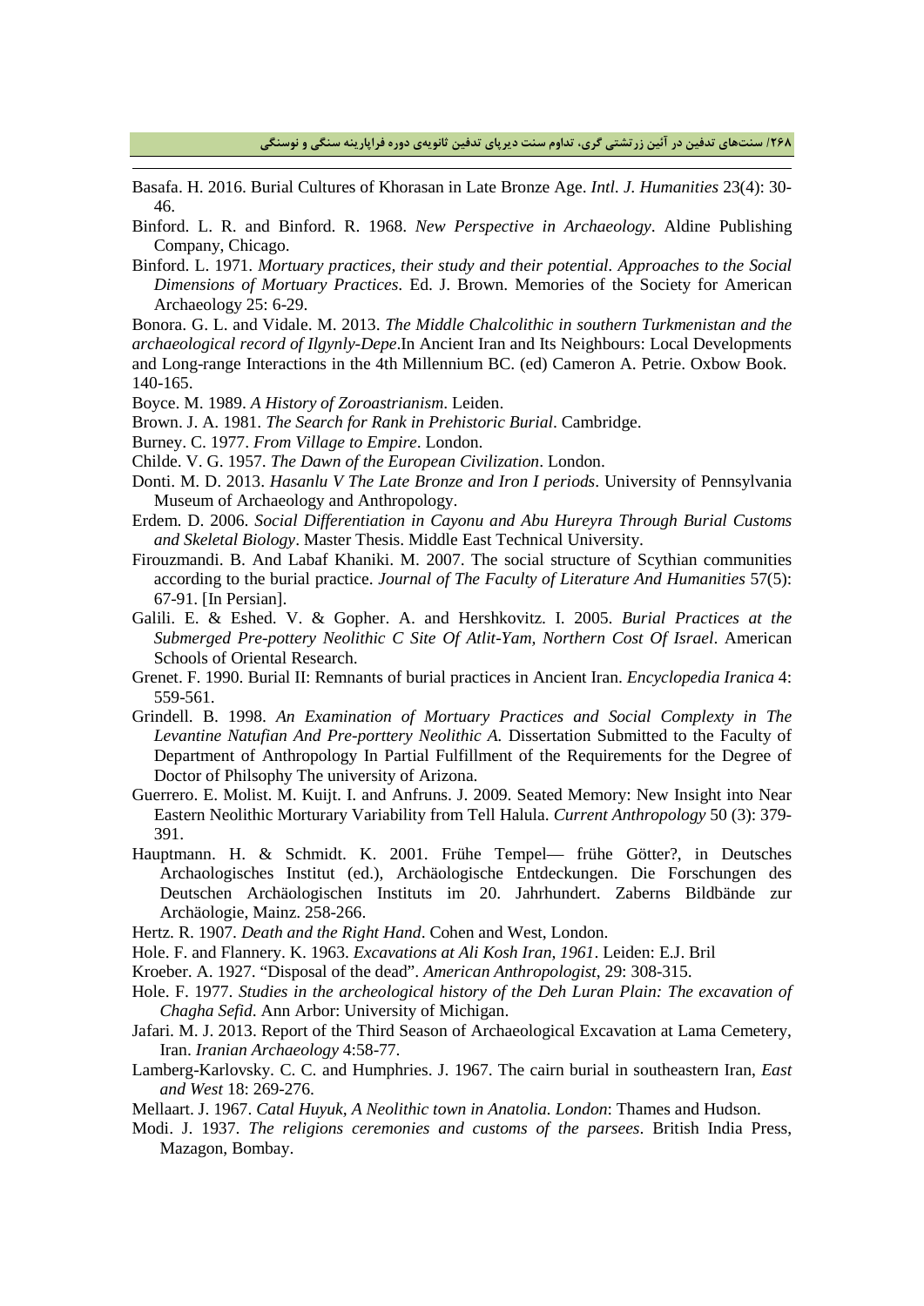Basafa. H. 2016. Burial Cultures of Khorasan in Late Bronze Age. *Intl. J. Humanities* 23(4): 30-46.

Binford. L. R. and Binford. R. 1968. *New Perspective in Archaeology*. Aldine Publishing Company, Chicago.

Binford. L. 1971. *Mortuary practices, their study and their potential*. *Approaches to the Social Dimensions of Mortuary Practices*. Ed. J. Brown. Memories of the Society for American Archaeology 25: 6-29.

Bonora. G. L. and Vidale. M. 2013. *The Middle Chalcolithic in southern Turkmenistan and the archaeological record of Ilgynly-Depe*.In Ancient Iran and Its Neighbours: Local Developments and Long-range Interactions in the 4th Millennium BC. (ed) Cameron A. Petrie. Oxbow Book. 140-165.

Boyce. M. 1989. *A History of Zoroastrianism*. Leiden.

Brown. J. A. 1981. *The Search for Rank in Prehistoric Burial*. Cambridge.

Burney. C. 1977. *From Village to Empire*. London.

Childe. V. G. 1957. *The Dawn of the European Civilization*. London.

Donti. M. D. 2013. *Hasanlu V The Late Bronze and Iron I periods*. University of Pennsylvania Museum of Archaeology and Anthropology.

Erdem. D. 2006. *Social Differentiation in Cayonu and Abu Hureyra Through Burial Customs and Skeletal Biology*. Master Thesis. Middle East Technical University.

Firouzmandi. B. And Labaf Khaniki. M. 2007. The social structure of Scythian communities according to the burial practice. *Journal of The Faculty of Literature And Humanities* 57(5): 67-91. [In Persian].

Galili. E. & Eshed. V. & Gopher. A. and Hershkovitz. I. 2005. *Burial Practices at the Submerged Pre-pottery Neolithic C Site Of Atlit-Yam, Northern Cost Of Israel*. American Schools of Oriental Research.

Grenet. F. 1990. Burial II: Remnants of burial practices in Ancient Iran. *Encyclopedia Iranica* 4: 559-561.

Grindell. B. 1998. *An Examination of Mortuary Practices and Social Complexty in The Levantine Natufian And Pre-porttery Neolithic A.* Dissertation Submitted to the Faculty of Department of Anthropology In Partial Fulfillment of the Requirements for the Degree of Doctor of Philsophy The university of Arizona.

Guerrero. E. Molist. M. Kuijt. I. and Anfruns. J. 2009. Seated Memory: New Insight into Near Eastern Neolithic Morturary Variability from Tell Halula. *Current Anthropology* 50 (3): 379-391.

Hauptmann. H. & Schmidt. K. 2001. Frühe Tempel— frühe Götter?, in Deutsches Archaologisches Institut (ed.), Archäologische Entdeckungen. Die Forschungen des Deutschen Archäologischen Instituts im 20. Jahrhundert. Zaberns Bildbände zur Archäologie, Mainz. 258-266.

Hertz. R. 1907. *Death and the Right Hand*. Cohen and West, London.

Hole. F. and Flannery. K. 1963. *Excavations at Ali Kosh Iran, 1961*. Leiden: E.J. Bril

Kroeber. A. 1927. "Disposal of the dead". *American Anthropologist*, 29: 308-315.

Hole. F. 1977. *Studies in the archeological history of the Deh Luran Plain: The excavation of Chagha Sefid*. Ann Arbor: University of Michigan.

Jafari. M. J. 2013. Report of the Third Season of Archaeological Excavation at Lama Cemetery, Iran. *Iranian Archaeology* 4:58-77.

Lamberg-Karlovsky. C. C. and Humphries. J. 1967. The cairn burial in southeastern Iran, *East and West* 18: 269-276.

Mellaart. J. 1967. *Catal Huyuk, A Neolithic town in Anatolia. London*: Thames and Hudson.

Modi. J. 1937. *The religions ceremonies and customs of the parsees*. British India Press, Mazagon, Bombay.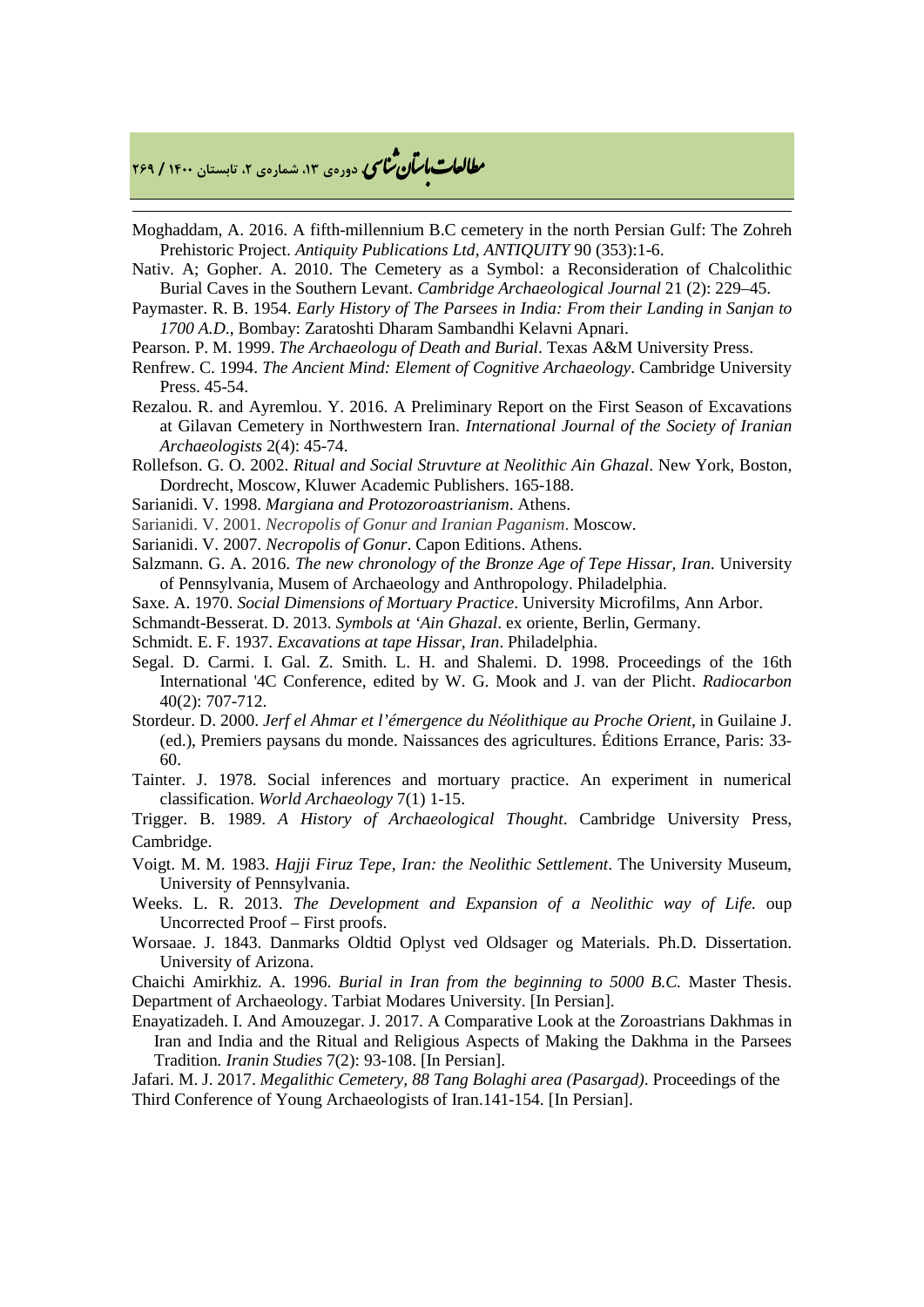Moghaddam, A. 2016. A fifth-millennium B.C cemetery in the north Persian Gulf: The Zohreh Prehistoric Project. *Antiquity Publications Ltd*, *ANTIQUITY* 90 (353):1-6.

Nativ. A; Gopher. A. 2010. The Cemetery as a Symbol: a Reconsideration of Chalcolithic Burial Caves in the Southern Levant. *Cambridge Archaeological Journal* 21 (2): 229–45.

Paymaster. R. B. 1954. *Early History of The Parsees in India: From their Landing in Sanjan to 1700 A.D.*, Bombay: Zaratoshti Dharam Sambandhi Kelavni Apnari.

Pearson. P. M. 1999. *The Archaeologu of Death and Burial*. Texas A&M University Press.

Renfrew. C. 1994. *The Ancient Mind: Element of Cognitive Archaeology*. Cambridge University Press. 45-54.

Rezalou. R. and Ayremlou. Y. 2016. A Preliminary Report on the First Season of Excavations at Gilavan Cemetery in Northwestern Iran. *International Journal of the Society of Iranian Archaeologists* 2(4): 45-74.

Rollefson. G. O. 2002. *Ritual and Social Struvture at Neolithic Ain Ghazal*. New York, Boston, Dordrecht, Moscow, Kluwer Academic Publishers. 165-188.

Sarianidi. V. 1998. *Margiana and Protozoroastrianism*. Athens.

Sarianidi. V. 2001. *Necropolis of Gonur and Iranian Paganism*. Moscow.

Sarianidi. V. 2007. *Necropolis of Gonur*. Capon Editions. Athens.

Salzmann. G. A. 2016. *The new chronology of the Bronze Age of Tepe Hissar, Iran*. University of Pennsylvania, Musem of Archaeology and Anthropology. Philadelphia.

Saxe. A. 1970. *Social Dimensions of Mortuary Practice*. University Microfilms, Ann Arbor.

Schmandt-Besserat. D. 2013. *Symbols at 'Ain Ghazal*. ex oriente, Berlin, Germany.

Schmidt. E. F. 1937. *Excavations at tape Hissar, Iran*. Philadelphia.

Segal. D. Carmi. I. Gal. Z. Smith. L. H. and Shalemi. D. 1998. Proceedings of the 16th International '4C Conference, edited by W. G. Mook and J. van der Plicht. *Radiocarbon* 40(2): 707-712.

Stordeur. D. 2000. *Jerf el Ahmar et l'émergence du Néolithique au Proche Orient*, in Guilaine J. (ed.), Premiers paysans du monde. Naissances des agricultures. Éditions Errance, Paris: 33-60.

Tainter. J. 1978. Social inferences and mortuary practice. An experiment in numerical classification. *World Archaeology* 7(1) 1-15.

Trigger. B. 1989. *A History of Archaeological Thought*. Cambridge University Press, Cambridge.

Voigt. M. M. 1983. *Hajji Firuz Tepe, Iran: the Neolithic Settlement*. The University Museum, University of Pennsylvania.

Weeks. L. R. 2013. *The Development and Expansion of a Neolithic way of Life.* oup Uncorrected Proof – First proofs.

Worsaae. J. 1843. Danmarks Oldtid Oplyst ved Oldsager og Materials. Ph.D. Dissertation. University of Arizona.

Chaichi Amirkhiz. A. 1996. *Burial in Iran from the beginning to 5000 B.C.* Master Thesis. Department of Archaeology. Tarbiat Modares University. [In Persian].

Enayatizadeh. I. And Amouzegar. J. 2017. A Comparative Look at the Zoroastrians Dakhmas in Iran and India and the Ritual and Religious Aspects of Making the Dakhma in the Parsees Tradition*. Iranin Studies* 7(2): 93-108. [In Persian].

Jafari. M. J. 2017. *Megalithic Cemetery, 88 Tang Bolaghi area (Pasargad)*. Proceedings of the Third Conference of Young Archaeologists of Iran.141-154. [In Persian].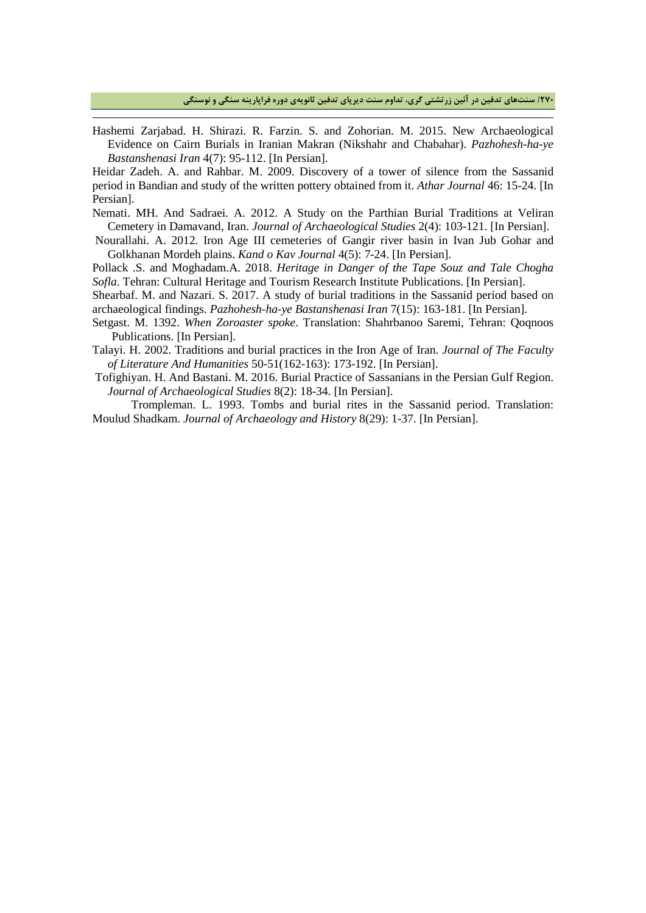Hashemi Zarjabad. H. Shirazi. R. Farzin. S. and Zohorian. M. 2015. New Archaeological Evidence on Cairn Burials in Iranian Makran (Nikshahr and Chabahar). *Pazhohesh-ha-ye Bastanshenasi Iran* 4(7): 95-112. [In Persian].

Heidar Zadeh. A. and Rahbar. M. 2009. Discovery of a tower of silence from the Sassanid period in Bandian and study of the written pottery obtained from it. *Athar Journal* 46: 15-24. [In Persian].

Nemati. MH. And Sadraei. A. 2012. A Study on the Parthian Burial Traditions at Veliran Cemetery in Damavand, Iran. *Journal of Archaeological Studies* 2(4): 103-121. [In Persian].

Nourallahi. A. 2012. Iron Age III cemeteries of Gangir river basin in Ivan Jub Gohar and Golkhanan Mordeh plains. *Kand o Kav Journal* 4(5): 7-24. [In Persian].

Pollack .S. and Moghadam.A. 2018. *Heritage in Danger of the Tape Souz and Tale Chogha Sofla*. Tehran: Cultural Heritage and Tourism Research Institute Publications. [In Persian].

Shearbaf. M. and Nazari. S. 2017. A study of burial traditions in the Sassanid period based on archaeological findings. *Pazhohesh-ha-ye Bastanshenasi Iran* 7(15): 163-181. [In Persian].

Setgast. M. 1392. *When Zoroaster spoke*. Translation: Shahrbanoo Saremi, Tehran: Qoqnoos Publications. [In Persian].

Talayi. H. 2002. Traditions and burial practices in the Iron Age of Iran. *Journal of The Faculty of Literature And Humanities* 50-51(162-163): 173-192. [In Persian].

Tofighiyan. H. And Bastani. M. 2016. Burial Practice of Sassanians in the Persian Gulf Region. *Journal of Archaeological Studies* 8(2): 18-34. [In Persian].

Trompleman. L. 1993. Tombs and burial rites in the Sassanid period. Translation: Moulud Shadkam. *Journal of Archaeology and History* 8(29): 1-37. [In Persian].